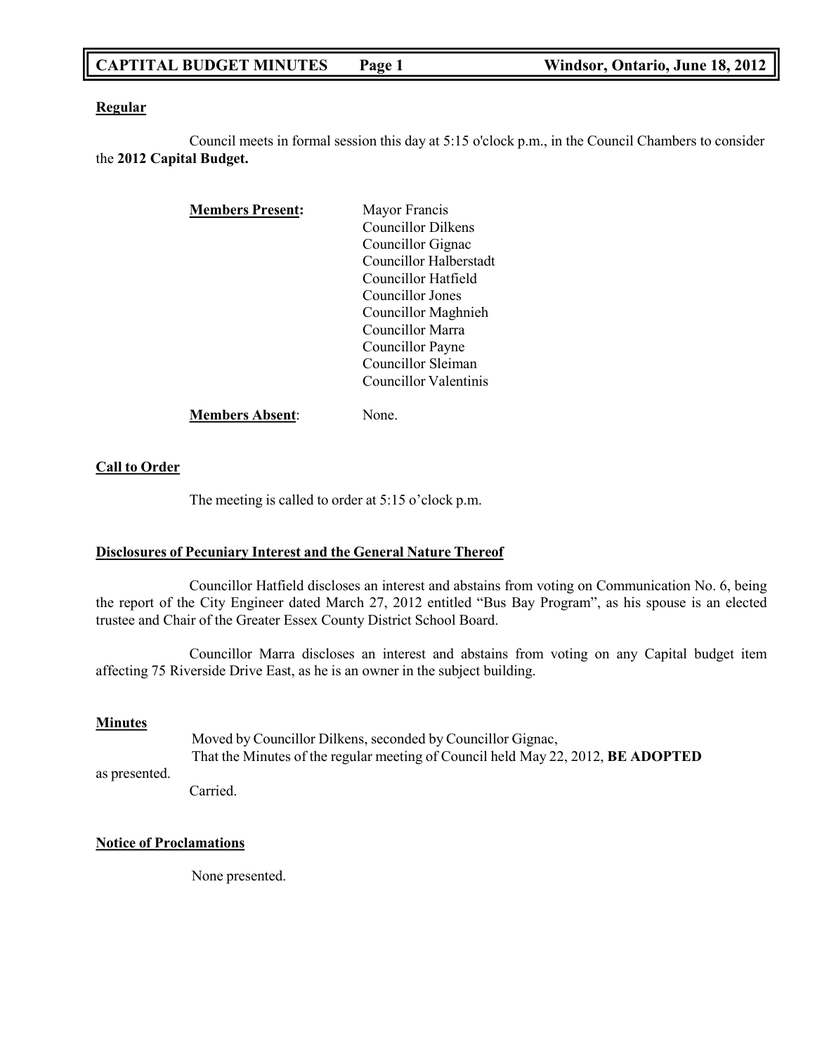**Regular**

Council meets in formal session this day at 5:15 o'clock p.m., in the Council Chambers to consider the **2012 Capital Budget.**

**Members Present:**

- Mayor Francis
- Councillor Dilkens
- Councillor Gignac
- Councillor Halberstadt
- Councillor Hatfield
- Councillor Jones
- Councillor Maghnieh
- Councillor Marra
- Councillor Payne
- Councillor Sleiman
- Councillor Valentinis

**Members Absent:** None.

**Call to Order**

The meeting is called to order at 5:15 o'clock p.m.

**Disclosures of Pecuniary Interest and the General Nature Thereof**

Councillor Hatfield discloses an interest and abstains from voting on Communication No. 6, being the report of the City Engineer dated March 27, 2012 entitled "Bus Bay Program", as his spouse is an elected trustee and Chair of the Greater Essex County District School Board.

Councillor Marra discloses an interest and abstains from voting on any Capital budget item affecting 75 Riverside Drive East, as he is an owner in the subject building.

**Minutes**

Moved by Councillor Dilkens, seconded by Councillor Gignac,
That the Minutes of the regular meeting of Council held May 22, 2012, **BE ADOPTED** as presented.
Carried.

**Notice of Proclamations**

None presented.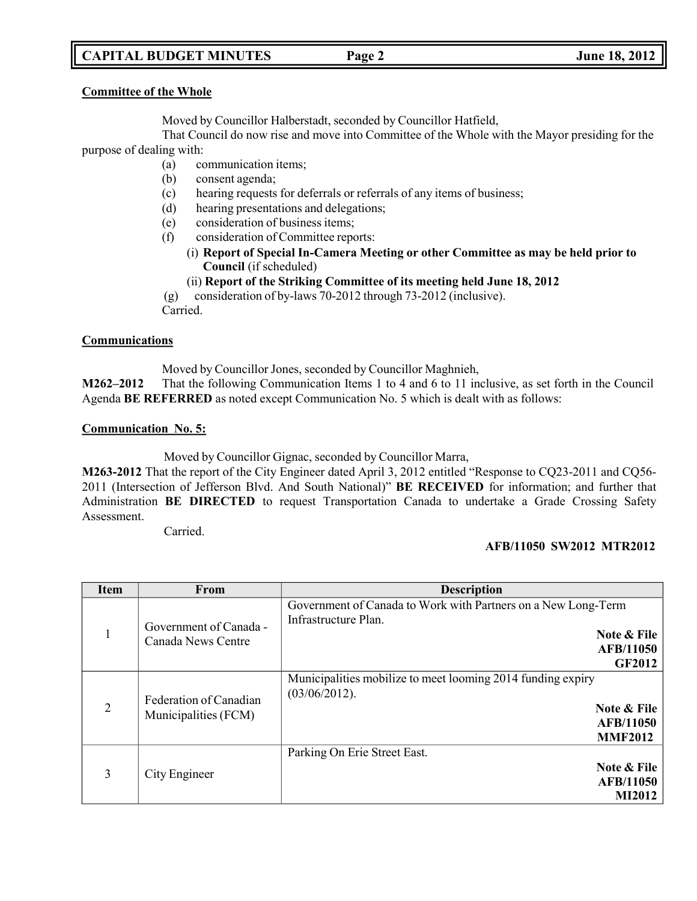**Committee of the Whole**

Moved by Councillor Halberstadt, seconded by Councillor Hatfield,

That Council do now rise and move into Committee of the Whole with the Mayor presiding for the purpose of dealing with:

- (a) communication items;
- (b) consent agenda;
- (c) hearing requests for deferrals or referrals of any items of business;
- (d) hearing presentations and delegations;
- (e) consideration of business items;
- (f) consideration of Committee reports:
  - (i) **Report of Special In-Camera Meeting or other Committee as may be held prior to Council** (if scheduled)
  - (ii) **Report of the Striking Committee of its meeting held June 18, 2012**
- (g) consideration of by-laws 70-2012 through 73-2012 (inclusive).

Carried.

**Communications**

Moved by Councillor Jones, seconded by Councillor Maghnieh,

**M262–2012** That the following Communication Items 1 to 4 and 6 to 11 inclusive, as set forth in the Council Agenda **BE REFERRED** as noted except Communication No. 5 which is dealt with as follows:

**Communication No. 5:**

Moved by Councillor Gignac, seconded by Councillor Marra,

**M263-2012** That the report of the City Engineer dated April 3, 2012 entitled "Response to CQ23-2011 and CQ56-2011 (Intersection of Jefferson Blvd. And South National)" **BE RECEIVED** for information; and further that Administration **BE DIRECTED** to request Transportation Canada to undertake a Grade Crossing Safety Assessment.

Carried.

**AFB/11050 SW2012 MTR2012**

| Item | From | Description |
|---|---|---|
| 1 | Government of Canada - Canada News Centre | Government of Canada to Work with Partners on a New Long-Term Infrastructure Plan. **Note & File AFB/11050 GF2012** |
| 2 | Federation of Canadian Municipalities (FCM) | Municipalities mobilize to meet looming 2014 funding expiry (03/06/2012). **Note & File AFB/11050 MMF2012** |
| 3 | City Engineer | Parking On Erie Street East. **Note & File AFB/11050 MI2012** |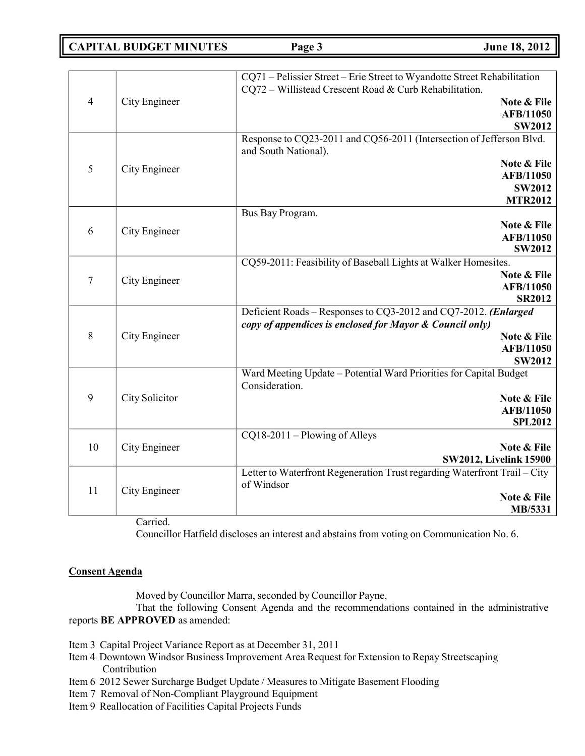| | | |
|---|---|---|
| 4 | City Engineer | CQ71 – Pelissier Street – Erie Street to Wyandotte Street Rehabilitation<br>CQ72 – Willistead Crescent Road & Curb Rehabilitation.<br>**Note & File**<br>**AFB/11050**<br>**SW2012** |
| 5 | City Engineer | Response to CQ23-2011 and CQ56-2011 (Intersection of Jefferson Blvd. and South National).<br>**Note & File**<br>**AFB/11050**<br>**SW2012**<br>**MTR2012** |
| 6 | City Engineer | Bus Bay Program.<br>**Note & File**<br>**AFB/11050**<br>**SW2012** |
| 7 | City Engineer | CQ59-2011: Feasibility of Baseball Lights at Walker Homesites.<br>**Note & File**<br>**AFB/11050**<br>**SR2012** |
| 8 | City Engineer | Deficient Roads – Responses to CQ3-2012 and CQ7-2012. ***(Enlarged copy of appendices is enclosed for Mayor & Council only)***<br>**Note & File**<br>**AFB/11050**<br>**SW2012** |
| 9 | City Solicitor | Ward Meeting Update – Potential Ward Priorities for Capital Budget Consideration.<br>**Note & File**<br>**AFB/11050**<br>**SPL2012** |
| 10 | City Engineer | CQ18-2011 – Plowing of Alleys<br>**Note & File**<br>**SW2012, Livelink 15900** |
| 11 | City Engineer | Letter to Waterfront Regeneration Trust regarding Waterfront Trail – City of Windsor<br>**Note & File**<br>**MB/5331** |

Carried.

Councillor Hatfield discloses an interest and abstains from voting on Communication No. 6.

**Consent Agenda**

Moved by Councillor Marra, seconded by Councillor Payne,

That the following Consent Agenda and the recommendations contained in the administrative reports **BE APPROVED** as amended:

- Item 3 Capital Project Variance Report as at December 31, 2011
- Item 4 Downtown Windsor Business Improvement Area Request for Extension to Repay Streetscaping Contribution
- Item 6 2012 Sewer Surcharge Budget Update / Measures to Mitigate Basement Flooding
- Item 7 Removal of Non-Compliant Playground Equipment
- Item 9 Reallocation of Facilities Capital Projects Funds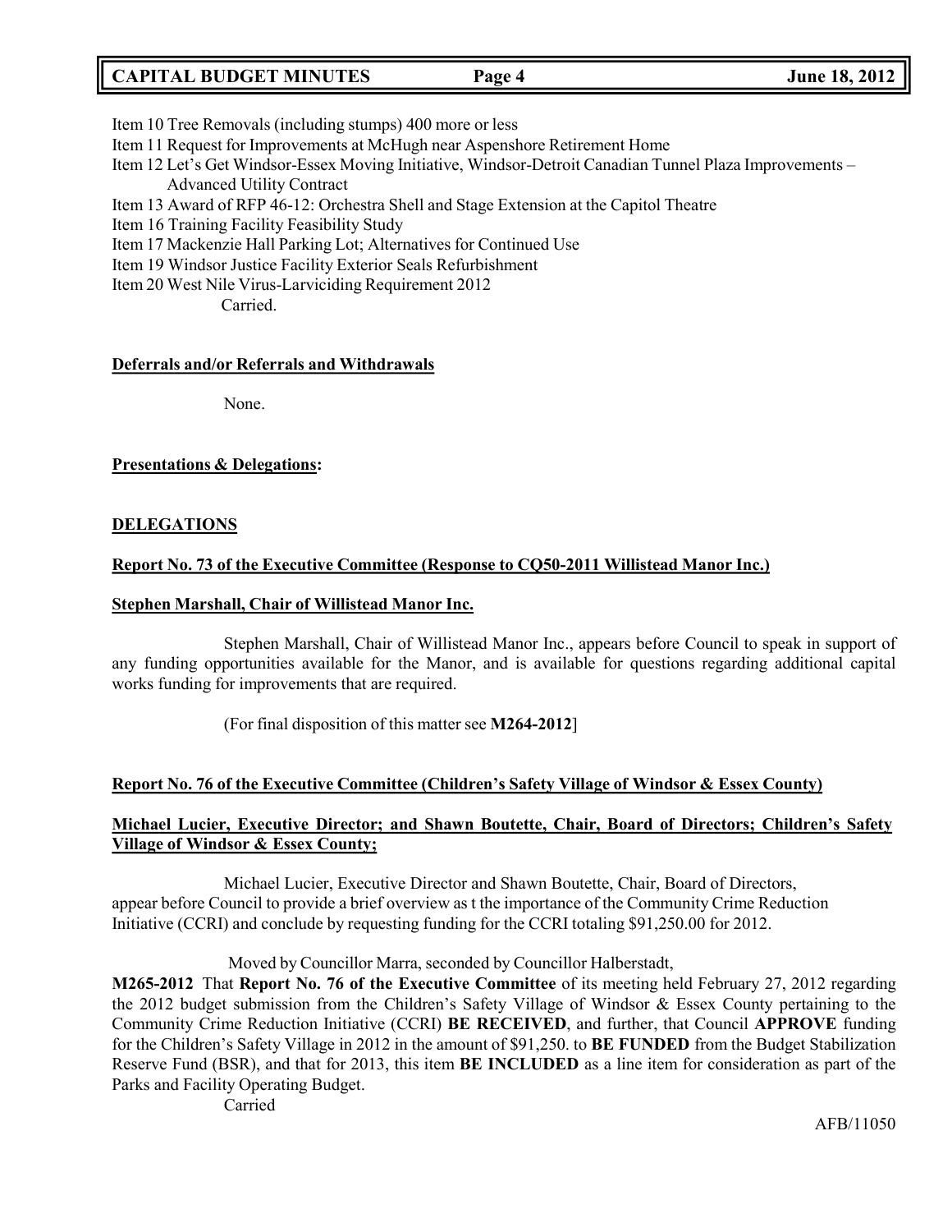Item 10 Tree Removals (including stumps) 400 more or less
Item 11 Request for Improvements at McHugh near Aspenshore Retirement Home
Item 12 Let's Get Windsor-Essex Moving Initiative, Windsor-Detroit Canadian Tunnel Plaza Improvements – Advanced Utility Contract
Item 13 Award of RFP 46-12: Orchestra Shell and Stage Extension at the Capitol Theatre
Item 16 Training Facility Feasibility Study
Item 17 Mackenzie Hall Parking Lot; Alternatives for Continued Use
Item 19 Windsor Justice Facility Exterior Seals Refurbishment
Item 20 West Nile Virus-Larviciding Requirement 2012

Carried.

**Deferrals and/or Referrals and Withdrawals**

None.

**Presentations & Delegations:**

**DELEGATIONS**

**Report No. 73 of the Executive Committee (Response to CQ50-2011 Willistead Manor Inc.)**

**Stephen Marshall, Chair of Willistead Manor Inc.**

Stephen Marshall, Chair of Willistead Manor Inc., appears before Council to speak in support of any funding opportunities available for the Manor, and is available for questions regarding additional capital works funding for improvements that are required.

(For final disposition of this matter see **M264-2012**]

**Report No. 76 of the Executive Committee (Children's Safety Village of Windsor & Essex County)**

**Michael Lucier, Executive Director; and Shawn Boutette, Chair, Board of Directors; Children's Safety Village of Windsor & Essex County;**

Michael Lucier, Executive Director and Shawn Boutette, Chair, Board of Directors, appear before Council to provide a brief overview as t the importance of the Community Crime Reduction Initiative (CCRI) and conclude by requesting funding for the CCRI totaling $91,250.00 for 2012.

Moved by Councillor Marra, seconded by Councillor Halberstadt,

**M265-2012** That **Report No. 76 of the Executive Committee** of its meeting held February 27, 2012 regarding the 2012 budget submission from the Children's Safety Village of Windsor & Essex County pertaining to the Community Crime Reduction Initiative (CCRI) **BE RECEIVED**, and further, that Council **APPROVE** funding for the Children's Safety Village in 2012 in the amount of $91,250. to **BE FUNDED** from the Budget Stabilization Reserve Fund (BSR), and that for 2013, this item **BE INCLUDED** as a line item for consideration as part of the Parks and Facility Operating Budget.

Carried

AFB/11050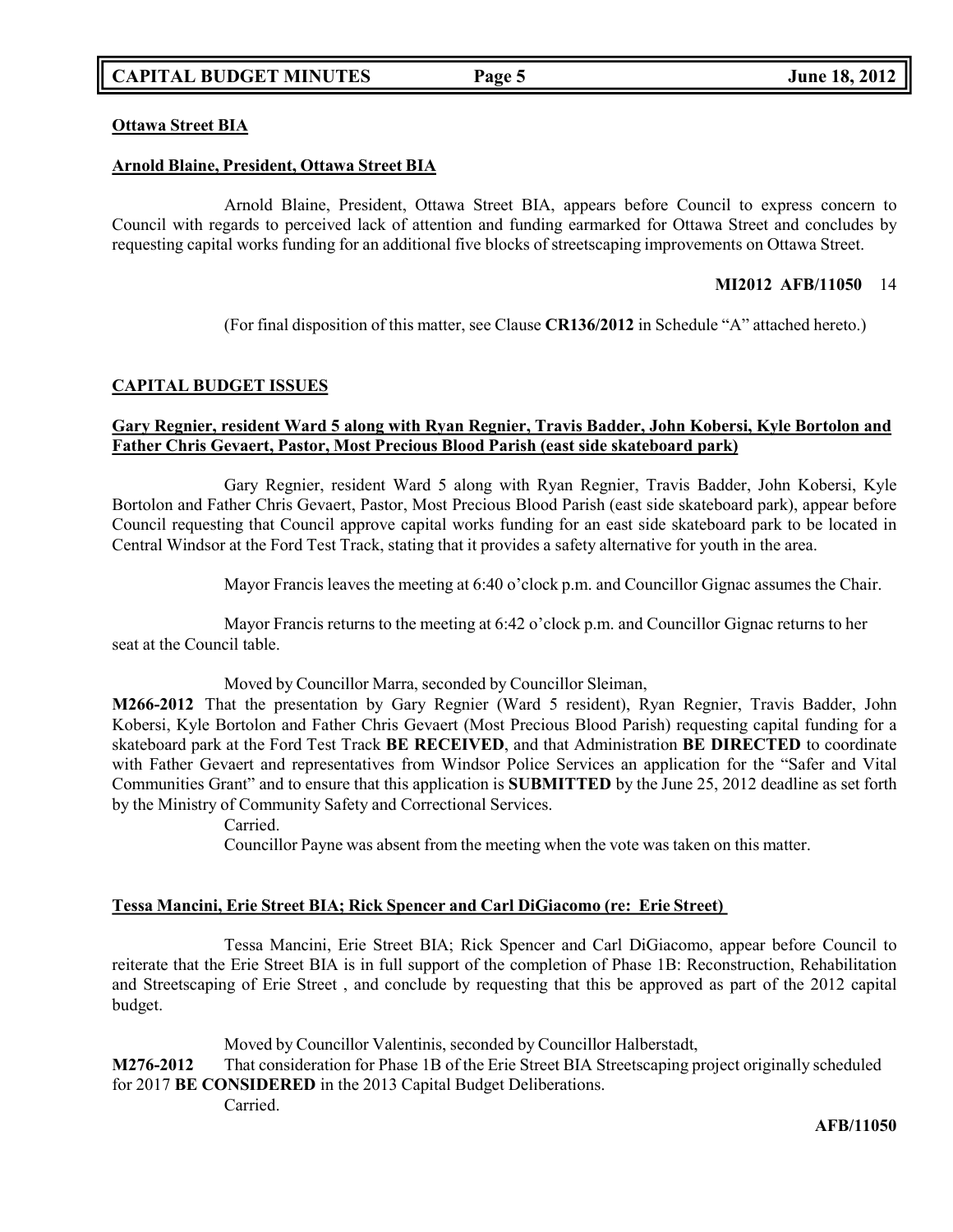**Ottawa Street BIA**

**Arnold Blaine, President, Ottawa Street BIA**

Arnold Blaine, President, Ottawa Street BIA, appears before Council to express concern to Council with regards to perceived lack of attention and funding earmarked for Ottawa Street and concludes by requesting capital works funding for an additional five blocks of streetscaping improvements on Ottawa Street.

**MI2012 AFB/11050** 14

(For final disposition of this matter, see Clause **CR136/2012** in Schedule "A" attached hereto.)

**CAPITAL BUDGET ISSUES**

**Gary Regnier, resident Ward 5 along with Ryan Regnier, Travis Badder, John Kobersi, Kyle Bortolon and Father Chris Gevaert, Pastor, Most Precious Blood Parish (east side skateboard park)**

Gary Regnier, resident Ward 5 along with Ryan Regnier, Travis Badder, John Kobersi, Kyle Bortolon and Father Chris Gevaert, Pastor, Most Precious Blood Parish (east side skateboard park), appear before Council requesting that Council approve capital works funding for an east side skateboard park to be located in Central Windsor at the Ford Test Track, stating that it provides a safety alternative for youth in the area.

Mayor Francis leaves the meeting at 6:40 o'clock p.m. and Councillor Gignac assumes the Chair.

Mayor Francis returns to the meeting at 6:42 o'clock p.m. and Councillor Gignac returns to her seat at the Council table.

Moved by Councillor Marra, seconded by Councillor Sleiman,

**M266-2012** That the presentation by Gary Regnier (Ward 5 resident), Ryan Regnier, Travis Badder, John Kobersi, Kyle Bortolon and Father Chris Gevaert (Most Precious Blood Parish) requesting capital funding for a skateboard park at the Ford Test Track **BE RECEIVED**, and that Administration **BE DIRECTED** to coordinate with Father Gevaert and representatives from Windsor Police Services an application for the "Safer and Vital Communities Grant" and to ensure that this application is **SUBMITTED** by the June 25, 2012 deadline as set forth by the Ministry of Community Safety and Correctional Services.

Carried.

Councillor Payne was absent from the meeting when the vote was taken on this matter.

**Tessa Mancini, Erie Street BIA; Rick Spencer and Carl DiGiacomo (re: Erie Street)**

Tessa Mancini, Erie Street BIA; Rick Spencer and Carl DiGiacomo, appear before Council to reiterate that the Erie Street BIA is in full support of the completion of Phase 1B: Reconstruction, Rehabilitation and Streetscaping of Erie Street , and conclude by requesting that this be approved as part of the 2012 capital budget.

Moved by Councillor Valentinis, seconded by Councillor Halberstadt,

**M276-2012** That consideration for Phase 1B of the Erie Street BIA Streetscaping project originally scheduled for 2017 **BE CONSIDERED** in the 2013 Capital Budget Deliberations.

Carried.

**AFB/11050**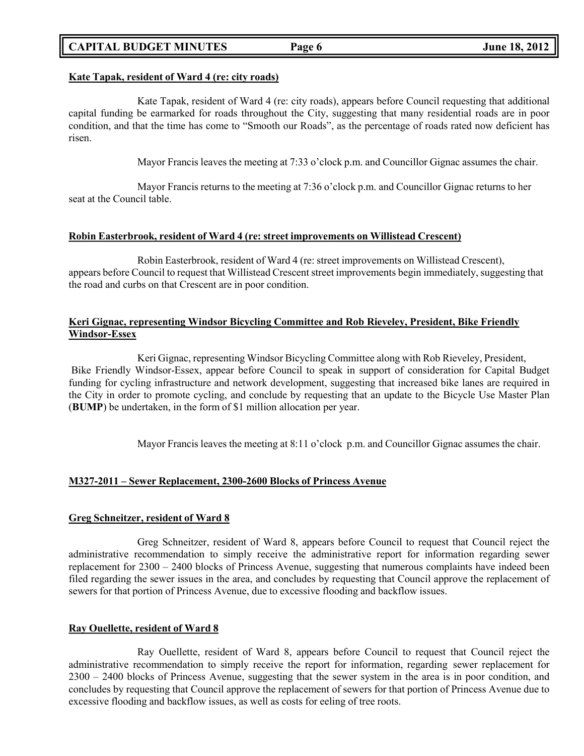**Kate Tapak, resident of Ward 4 (re: city roads)**

Kate Tapak, resident of Ward 4 (re: city roads), appears before Council requesting that additional capital funding be earmarked for roads throughout the City, suggesting that many residential roads are in poor condition, and that the time has come to "Smooth our Roads", as the percentage of roads rated now deficient has risen.

Mayor Francis leaves the meeting at 7:33 o'clock p.m. and Councillor Gignac assumes the chair.

Mayor Francis returns to the meeting at 7:36 o'clock p.m. and Councillor Gignac returns to her seat at the Council table.

**Robin Easterbrook, resident of Ward 4 (re: street improvements on Willistead Crescent)**

Robin Easterbrook, resident of Ward 4 (re: street improvements on Willistead Crescent), appears before Council to request that Willistead Crescent street improvements begin immediately, suggesting that the road and curbs on that Crescent are in poor condition.

**Keri Gignac, representing Windsor Bicycling Committee and Rob Rieveley, President, Bike Friendly Windsor-Essex**

Keri Gignac, representing Windsor Bicycling Committee along with Rob Rieveley, President, Bike Friendly Windsor-Essex, appear before Council to speak in support of consideration for Capital Budget funding for cycling infrastructure and network development, suggesting that increased bike lanes are required in the City in order to promote cycling, and conclude by requesting that an update to the Bicycle Use Master Plan (**BUMP**) be undertaken, in the form of $1 million allocation per year.

Mayor Francis leaves the meeting at 8:11 o'clock p.m. and Councillor Gignac assumes the chair.

**M327-2011 – Sewer Replacement, 2300-2600 Blocks of Princess Avenue**

**Greg Schneitzer, resident of Ward 8**

Greg Schneitzer, resident of Ward 8, appears before Council to request that Council reject the administrative recommendation to simply receive the administrative report for information regarding sewer replacement for 2300 – 2400 blocks of Princess Avenue, suggesting that numerous complaints have indeed been filed regarding the sewer issues in the area, and concludes by requesting that Council approve the replacement of sewers for that portion of Princess Avenue, due to excessive flooding and backflow issues.

**Ray Ouellette, resident of Ward 8**

Ray Ouellette, resident of Ward 8, appears before Council to request that Council reject the administrative recommendation to simply receive the report for information, regarding sewer replacement for 2300 – 2400 blocks of Princess Avenue, suggesting that the sewer system in the area is in poor condition, and concludes by requesting that Council approve the replacement of sewers for that portion of Princess Avenue due to excessive flooding and backflow issues, as well as costs for eeling of tree roots.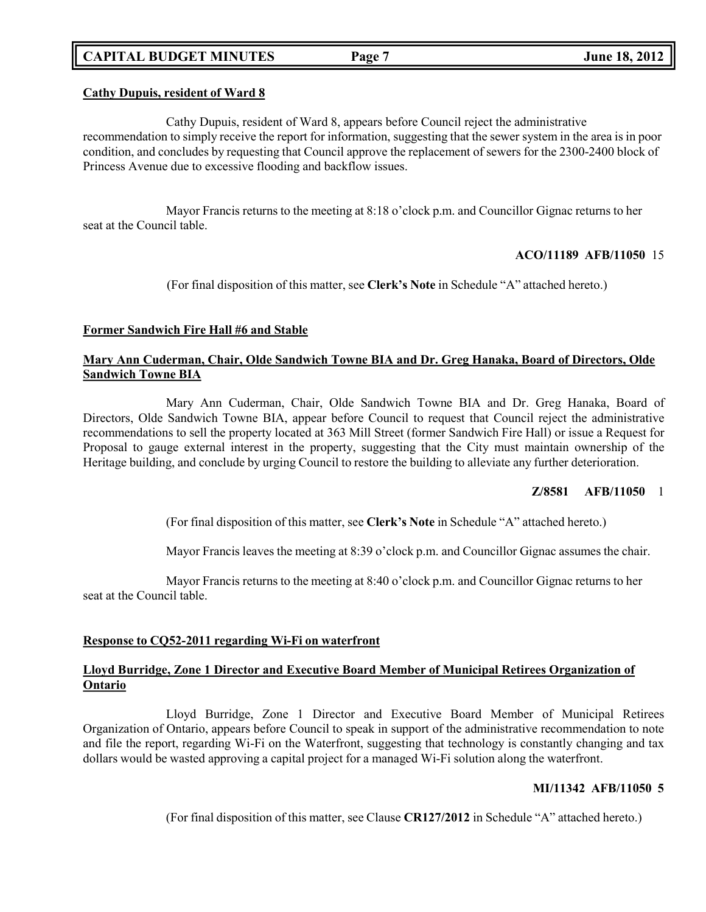**Cathy Dupuis, resident of Ward 8**

Cathy Dupuis, resident of Ward 8, appears before Council reject the administrative recommendation to simply receive the report for information, suggesting that the sewer system in the area is in poor condition, and concludes by requesting that Council approve the replacement of sewers for the 2300-2400 block of Princess Avenue due to excessive flooding and backflow issues.

Mayor Francis returns to the meeting at 8:18 o'clock p.m. and Councillor Gignac returns to her seat at the Council table.

**ACO/11189 AFB/11050** 15

(For final disposition of this matter, see **Clerk's Note** in Schedule "A" attached hereto.)

**Former Sandwich Fire Hall #6 and Stable**

**Mary Ann Cuderman, Chair, Olde Sandwich Towne BIA and Dr. Greg Hanaka, Board of Directors, Olde Sandwich Towne BIA**

Mary Ann Cuderman, Chair, Olde Sandwich Towne BIA and Dr. Greg Hanaka, Board of Directors, Olde Sandwich Towne BIA, appear before Council to request that Council reject the administrative recommendations to sell the property located at 363 Mill Street (former Sandwich Fire Hall) or issue a Request for Proposal to gauge external interest in the property, suggesting that the City must maintain ownership of the Heritage building, and conclude by urging Council to restore the building to alleviate any further deterioration.

**Z/8581 AFB/11050** 1

(For final disposition of this matter, see **Clerk's Note** in Schedule "A" attached hereto.)

Mayor Francis leaves the meeting at 8:39 o'clock p.m. and Councillor Gignac assumes the chair.

Mayor Francis returns to the meeting at 8:40 o'clock p.m. and Councillor Gignac returns to her seat at the Council table.

**Response to CQ52-2011 regarding Wi-Fi on waterfront**

**Lloyd Burridge, Zone 1 Director and Executive Board Member of Municipal Retirees Organization of Ontario**

Lloyd Burridge, Zone 1 Director and Executive Board Member of Municipal Retirees Organization of Ontario, appears before Council to speak in support of the administrative recommendation to note and file the report, regarding Wi-Fi on the Waterfront, suggesting that technology is constantly changing and tax dollars would be wasted approving a capital project for a managed Wi-Fi solution along the waterfront.

**MI/11342 AFB/11050 5**

(For final disposition of this matter, see Clause **CR127/2012** in Schedule "A" attached hereto.)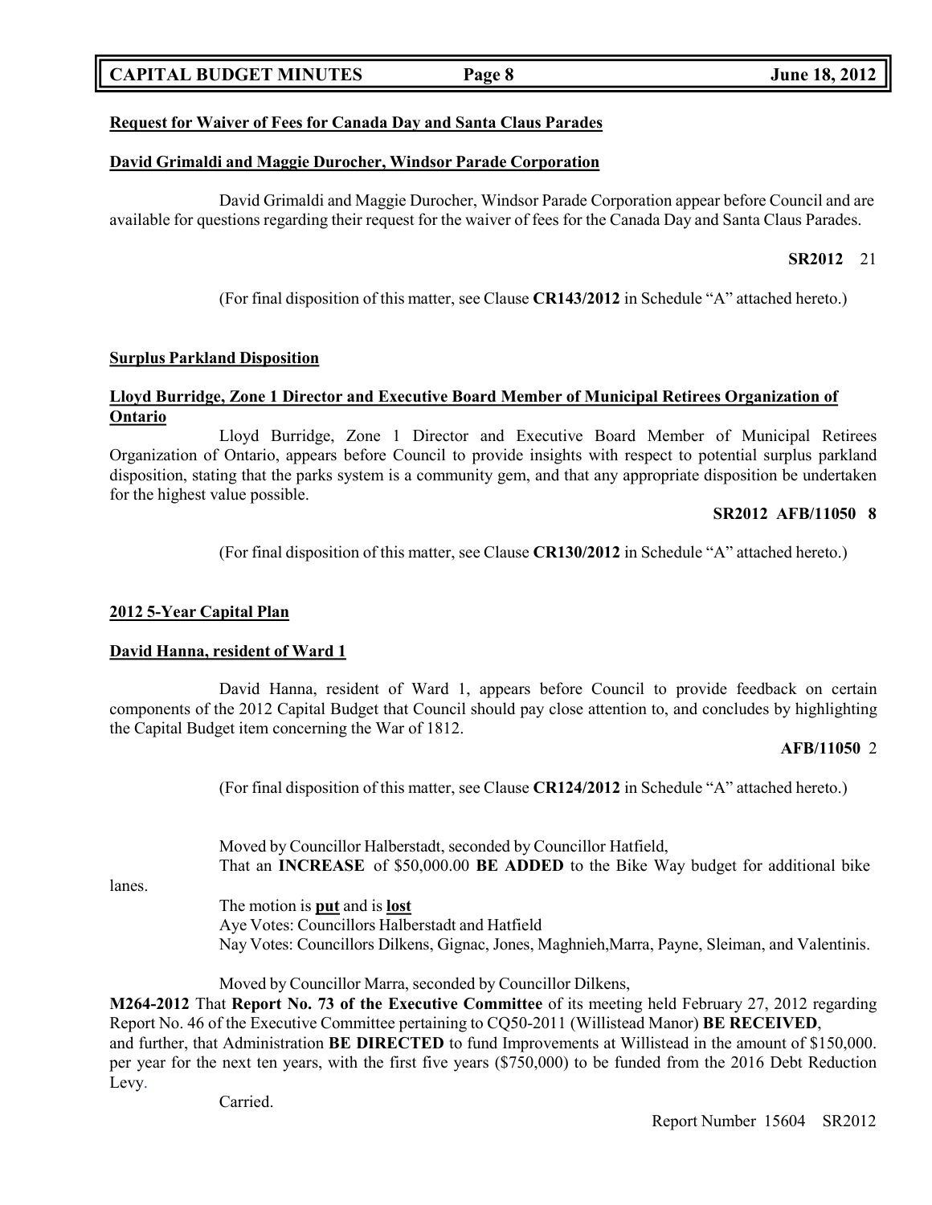**Request for Waiver of Fees for Canada Day and Santa Claus Parades**

**David Grimaldi and Maggie Durocher, Windsor Parade Corporation**

David Grimaldi and Maggie Durocher, Windsor Parade Corporation appear before Council and are available for questions regarding their request for the waiver of fees for the Canada Day and Santa Claus Parades.

**SR2012** 21

(For final disposition of this matter, see Clause **CR143/2012** in Schedule "A" attached hereto.)

**Surplus Parkland Disposition**

**Lloyd Burridge, Zone 1 Director and Executive Board Member of Municipal Retirees Organization of Ontario**

Lloyd Burridge, Zone 1 Director and Executive Board Member of Municipal Retirees Organization of Ontario, appears before Council to provide insights with respect to potential surplus parkland disposition, stating that the parks system is a community gem, and that any appropriate disposition be undertaken for the highest value possible.

**SR2012 AFB/11050 8**

(For final disposition of this matter, see Clause **CR130/2012** in Schedule "A" attached hereto.)

**2012 5-Year Capital Plan**

**David Hanna, resident of Ward 1**

David Hanna, resident of Ward 1, appears before Council to provide feedback on certain components of the 2012 Capital Budget that Council should pay close attention to, and concludes by highlighting the Capital Budget item concerning the War of 1812.

**AFB/11050** 2

(For final disposition of this matter, see Clause **CR124/2012** in Schedule "A" attached hereto.)

Moved by Councillor Halberstadt, seconded by Councillor Hatfield,
That an **INCREASE** of $50,000.00 **BE ADDED** to the Bike Way budget for additional bike lanes.

The motion is **put** and is **lost**
Aye Votes: Councillors Halberstadt and Hatfield
Nay Votes: Councillors Dilkens, Gignac, Jones, Maghnieh,Marra, Payne, Sleiman, and Valentinis.

Moved by Councillor Marra, seconded by Councillor Dilkens,
**M264-2012** That **Report No. 73 of the Executive Committee** of its meeting held February 27, 2012 regarding Report No. 46 of the Executive Committee pertaining to CQ50-2011 (Willistead Manor) **BE RECEIVED**, and further, that Administration **BE DIRECTED** to fund Improvements at Willistead in the amount of $150,000. per year for the next ten years, with the first five years ($750,000) to be funded from the 2016 Debt Reduction Levy.

Carried.

Report Number 15604 SR2012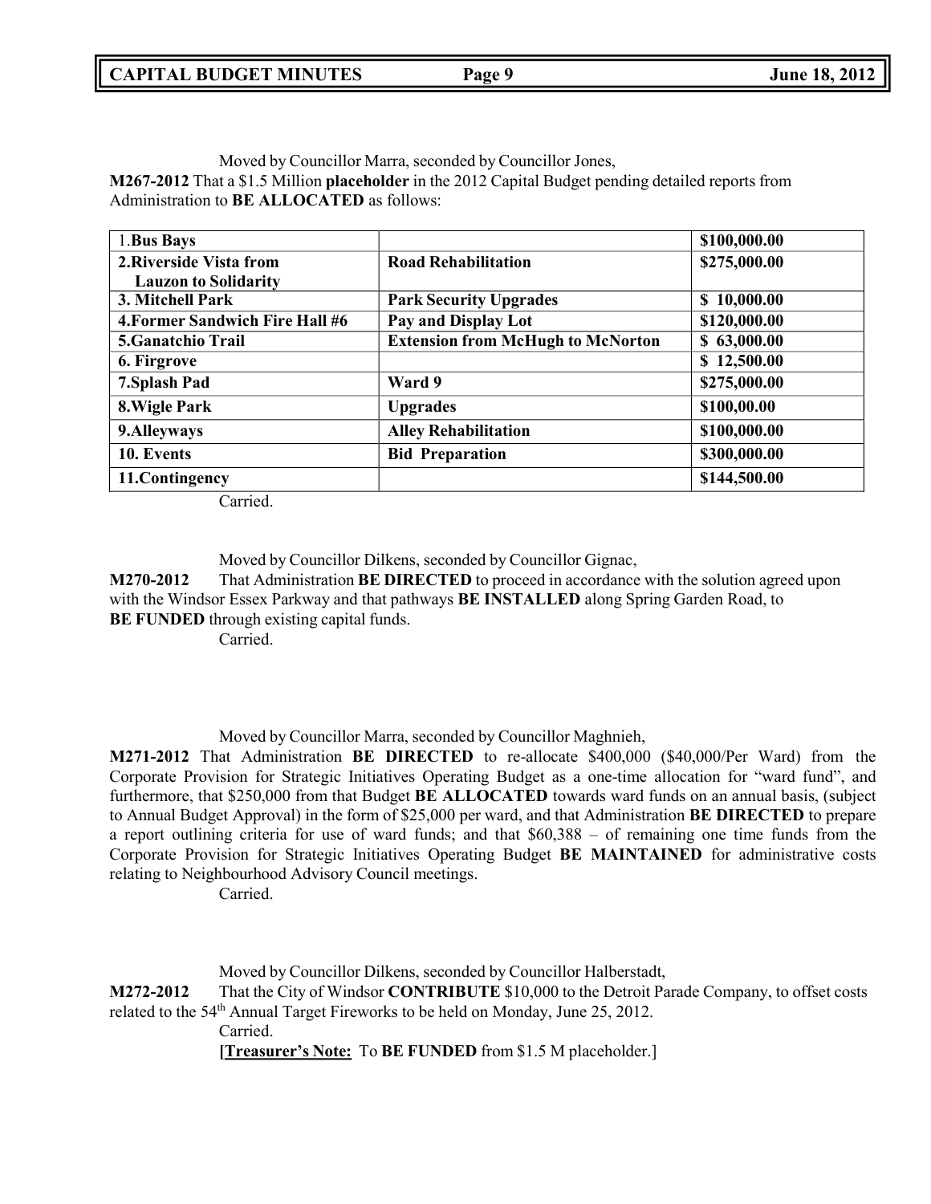Moved by Councillor Marra, seconded by Councillor Jones,

**M267-2012** That a $1.5 Million **placeholder** in the 2012 Capital Budget pending detailed reports from Administration to **BE ALLOCATED** as follows:

| | | |
|---|---|---|
| 1.**Bus Bays** | | **$100,000.00** |
| **2.Riverside Vista from Lauzon to Solidarity** | **Road Rehabilitation** | **$275,000.00** |
| **3. Mitchell Park** | **Park Security Upgrades** | **$ 10,000.00** |
| **4.Former Sandwich Fire Hall #6** | **Pay and Display Lot** | **$120,000.00** |
| **5.Ganatchio Trail** | **Extension from McHugh to McNorton** | **$ 63,000.00** |
| **6. Firgrove** | | **$ 12,500.00** |
| **7.Splash Pad** | **Ward 9** | **$275,000.00** |
| **8.Wigle Park** | **Upgrades** | **$100,00.00** |
| **9.Alleyways** | **Alley Rehabilitation** | **$100,000.00** |
| **10. Events** | **Bid Preparation** | **$300,000.00** |
| **11.Contingency** | | **$144,500.00** |

Carried.

Moved by Councillor Dilkens, seconded by Councillor Gignac,

**M270-2012** That Administration **BE DIRECTED** to proceed in accordance with the solution agreed upon with the Windsor Essex Parkway and that pathways **BE INSTALLED** along Spring Garden Road, to **BE FUNDED** through existing capital funds.

Carried.

Moved by Councillor Marra, seconded by Councillor Maghnieh,

**M271-2012** That Administration **BE DIRECTED** to re-allocate $400,000 ($40,000/Per Ward) from the Corporate Provision for Strategic Initiatives Operating Budget as a one-time allocation for "ward fund", and furthermore, that $250,000 from that Budget **BE ALLOCATED** towards ward funds on an annual basis, (subject to Annual Budget Approval) in the form of $25,000 per ward, and that Administration **BE DIRECTED** to prepare a report outlining criteria for use of ward funds; and that $60,388 – of remaining one time funds from the Corporate Provision for Strategic Initiatives Operating Budget **BE MAINTAINED** for administrative costs relating to Neighbourhood Advisory Council meetings.

Carried.

Moved by Councillor Dilkens, seconded by Councillor Halberstadt,

**M272-2012** That the City of Windsor **CONTRIBUTE** $10,000 to the Detroit Parade Company, to offset costs related to the 54th Annual Target Fireworks to be held on Monday, June 25, 2012.

Carried.

**[Treasurer's Note:** To **BE FUNDED** from $1.5 M placeholder.]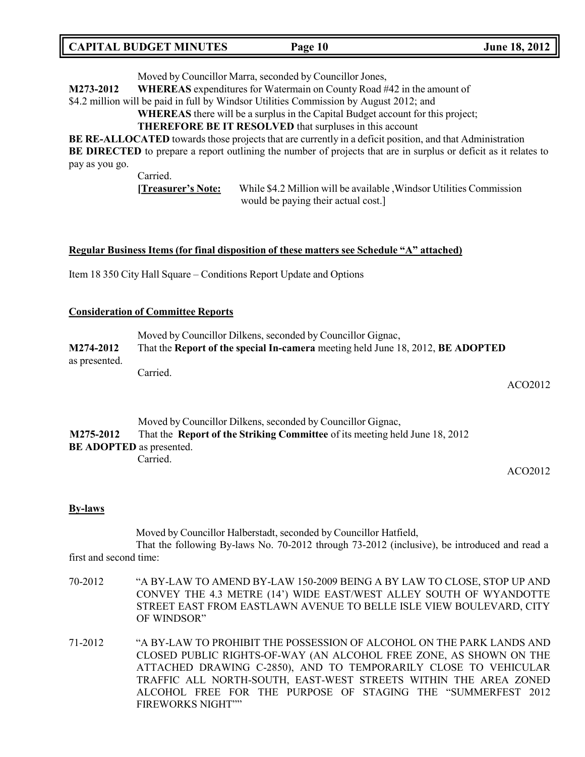Moved by Councillor Marra, seconded by Councillor Jones,

**M273-2012** **WHEREAS** expenditures for Watermain on County Road #42 in the amount of $4.2 million will be paid in full by Windsor Utilities Commission by August 2012; and

**WHEREAS** there will be a surplus in the Capital Budget account for this project;

**THEREFORE BE IT RESOLVED** that surpluses in this account **BE RE-ALLOCATED** towards those projects that are currently in a deficit position, and that Administration **BE DIRECTED** to prepare a report outlining the number of projects that are in surplus or deficit as it relates to pay as you go.

Carried.

**[Treasurer's Note:** While $4.2 Million will be available ,Windsor Utilities Commission would be paying their actual cost.]

**Regular Business Items (for final disposition of these matters see Schedule "A" attached)**

Item 18 350 City Hall Square – Conditions Report Update and Options

**Consideration of Committee Reports**

Moved by Councillor Dilkens, seconded by Councillor Gignac,

**M274-2012** That the **Report of the special In-camera** meeting held June 18, 2012, **BE ADOPTED** as presented.

Carried.

ACO2012

Moved by Councillor Dilkens, seconded by Councillor Gignac,

**M275-2012** That the **Report of the Striking Committee** of its meeting held June 18, 2012 **BE ADOPTED** as presented.

Carried.

ACO2012

**By-laws**

Moved by Councillor Halberstadt, seconded by Councillor Hatfield,

That the following By-laws No. 70-2012 through 73-2012 (inclusive), be introduced and read a first and second time:

70-2012 "A BY-LAW TO AMEND BY-LAW 150-2009 BEING A BY LAW TO CLOSE, STOP UP AND CONVEY THE 4.3 METRE (14') WIDE EAST/WEST ALLEY SOUTH OF WYANDOTTE STREET EAST FROM EASTLAWN AVENUE TO BELLE ISLE VIEW BOULEVARD, CITY OF WINDSOR"

71-2012 "A BY-LAW TO PROHIBIT THE POSSESSION OF ALCOHOL ON THE PARK LANDS AND CLOSED PUBLIC RIGHTS-OF-WAY (AN ALCOHOL FREE ZONE, AS SHOWN ON THE ATTACHED DRAWING C-2850), AND TO TEMPORARILY CLOSE TO VEHICULAR TRAFFIC ALL NORTH-SOUTH, EAST-WEST STREETS WITHIN THE AREA ZONED ALCOHOL FREE FOR THE PURPOSE OF STAGING THE "SUMMERFEST 2012 FIREWORKS NIGHT""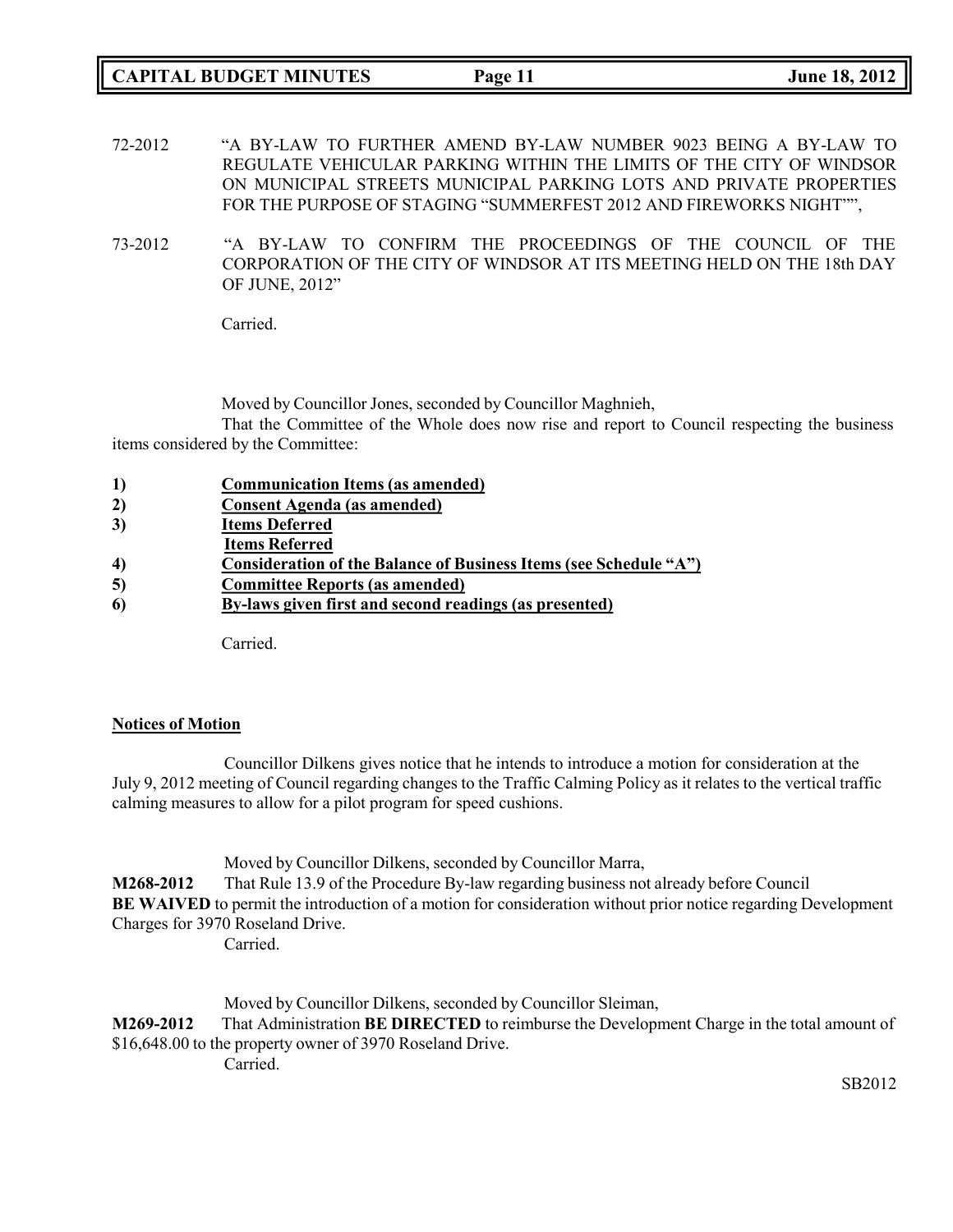72-2012 "A BY-LAW TO FURTHER AMEND BY-LAW NUMBER 9023 BEING A BY-LAW TO REGULATE VEHICULAR PARKING WITHIN THE LIMITS OF THE CITY OF WINDSOR ON MUNICIPAL STREETS MUNICIPAL PARKING LOTS AND PRIVATE PROPERTIES FOR THE PURPOSE OF STAGING "SUMMERFEST 2012 AND FIREWORKS NIGHT"",

73-2012 "A BY-LAW TO CONFIRM THE PROCEEDINGS OF THE COUNCIL OF THE CORPORATION OF THE CITY OF WINDSOR AT ITS MEETING HELD ON THE 18th DAY OF JUNE, 2012"

Carried.

Moved by Councillor Jones, seconded by Councillor Maghnieh,

That the Committee of the Whole does now rise and report to Council respecting the business items considered by the Committee:

1) **Communication Items (as amended)**
2) **Consent Agenda (as amended)**
3) **Items Deferred**
   **Items Referred**
4) **Consideration of the Balance of Business Items (see Schedule "A")**
5) **Committee Reports (as amended)**
6) **By-laws given first and second readings (as presented)**

Carried.

**Notices of Motion**

Councillor Dilkens gives notice that he intends to introduce a motion for consideration at the July 9, 2012 meeting of Council regarding changes to the Traffic Calming Policy as it relates to the vertical traffic calming measures to allow for a pilot program for speed cushions.

Moved by Councillor Dilkens, seconded by Councillor Marra,

**M268-2012** That Rule 13.9 of the Procedure By-law regarding business not already before Council **BE WAIVED** to permit the introduction of a motion for consideration without prior notice regarding Development Charges for 3970 Roseland Drive.

Carried.

Moved by Councillor Dilkens, seconded by Councillor Sleiman,

**M269-2012** That Administration **BE DIRECTED** to reimburse the Development Charge in the total amount of $16,648.00 to the property owner of 3970 Roseland Drive.

Carried.

SB2012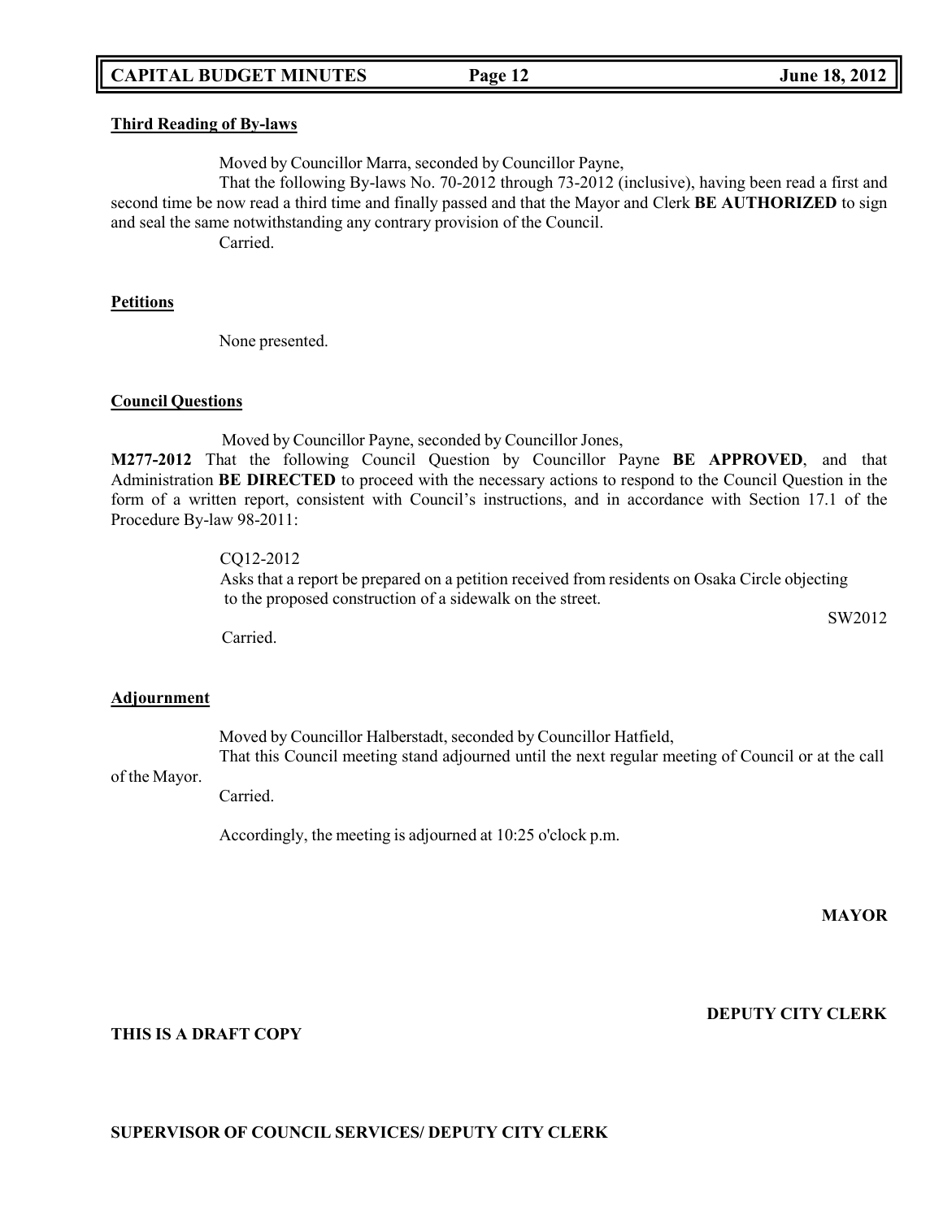**Third Reading of By-laws**

Moved by Councillor Marra, seconded by Councillor Payne,

That the following By-laws No. 70-2012 through 73-2012 (inclusive), having been read a first and second time be now read a third time and finally passed and that the Mayor and Clerk **BE AUTHORIZED** to sign and seal the same notwithstanding any contrary provision of the Council.

Carried.

**Petitions**

None presented.

**Council Questions**

Moved by Councillor Payne, seconded by Councillor Jones,

**M277-2012** That the following Council Question by Councillor Payne **BE APPROVED**, and that Administration **BE DIRECTED** to proceed with the necessary actions to respond to the Council Question in the form of a written report, consistent with Council's instructions, and in accordance with Section 17.1 of the Procedure By-law 98-2011:

CQ12-2012
Asks that a report be prepared on a petition received from residents on Osaka Circle objecting to the proposed construction of a sidewalk on the street.

SW2012

Carried.

**Adjournment**

Moved by Councillor Halberstadt, seconded by Councillor Hatfield,

That this Council meeting stand adjourned until the next regular meeting of Council or at the call of the Mayor.

Carried.

Accordingly, the meeting is adjourned at 10:25 o'clock p.m.

**MAYOR**

**DEPUTY CITY CLERK**

**THIS IS A DRAFT COPY**

**SUPERVISOR OF COUNCIL SERVICES/ DEPUTY CITY CLERK**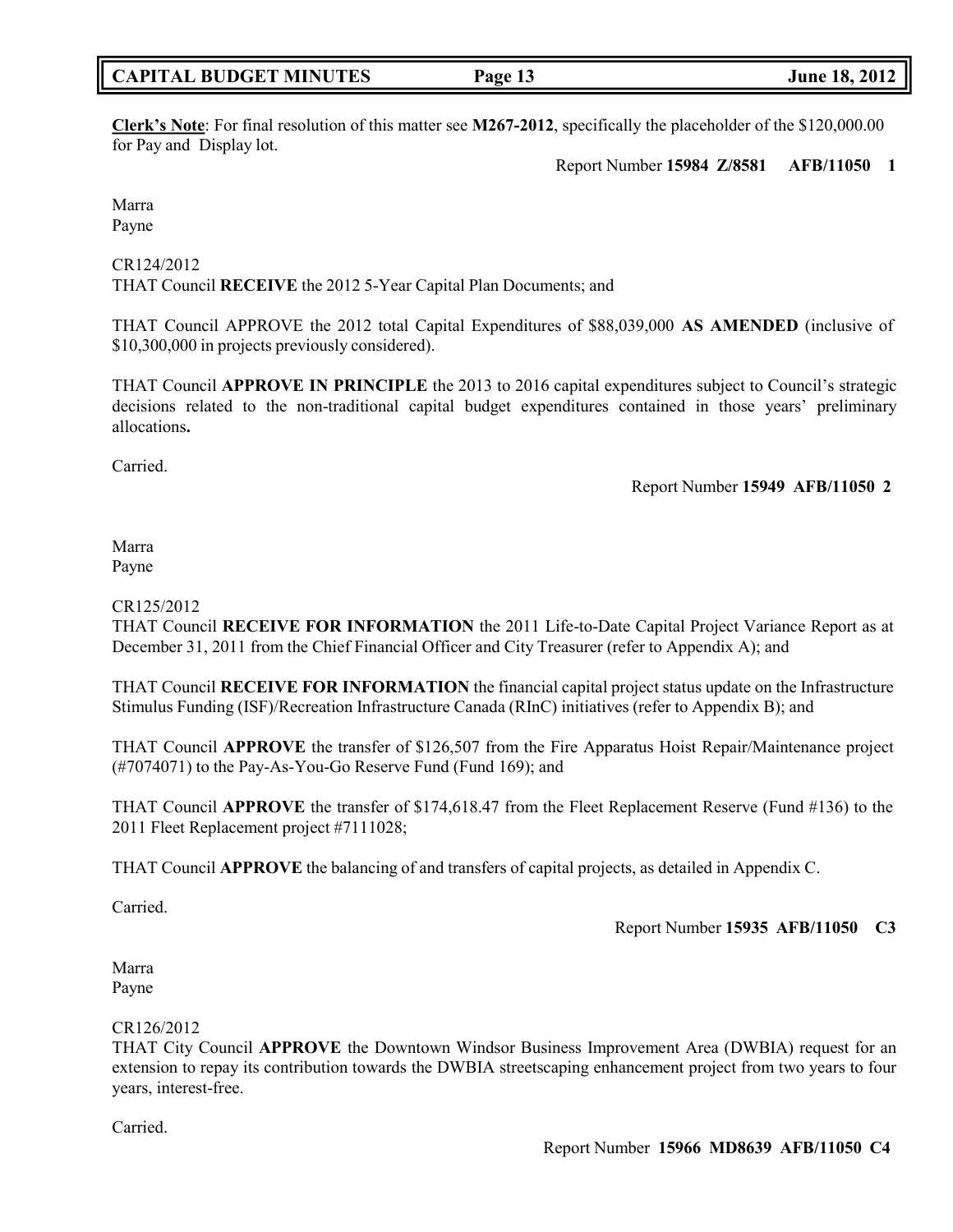**Clerk's Note**: For final resolution of this matter see **M267-2012**, specifically the placeholder of the $120,000.00 for Pay and Display lot.

Report Number **15984 Z/8581 AFB/11050 1**

Marra
Payne

CR124/2012
THAT Council **RECEIVE** the 2012 5-Year Capital Plan Documents; and

THAT Council APPROVE the 2012 total Capital Expenditures of $88,039,000 **AS AMENDED** (inclusive of $10,300,000 in projects previously considered).

THAT Council **APPROVE IN PRINCIPLE** the 2013 to 2016 capital expenditures subject to Council's strategic decisions related to the non-traditional capital budget expenditures contained in those years' preliminary allocations**.**

Carried.

Report Number **15949 AFB/11050 2**

Marra
Payne

CR125/2012
THAT Council **RECEIVE FOR INFORMATION** the 2011 Life-to-Date Capital Project Variance Report as at December 31, 2011 from the Chief Financial Officer and City Treasurer (refer to Appendix A); and

THAT Council **RECEIVE FOR INFORMATION** the financial capital project status update on the Infrastructure Stimulus Funding (ISF)/Recreation Infrastructure Canada (RInC) initiatives (refer to Appendix B); and

THAT Council **APPROVE** the transfer of $126,507 from the Fire Apparatus Hoist Repair/Maintenance project (#7074071) to the Pay-As-You-Go Reserve Fund (Fund 169); and

THAT Council **APPROVE** the transfer of $174,618.47 from the Fleet Replacement Reserve (Fund #136) to the 2011 Fleet Replacement project #7111028;

THAT Council **APPROVE** the balancing of and transfers of capital projects, as detailed in Appendix C.

Carried.

Report Number **15935 AFB/11050 C3**

Marra
Payne

CR126/2012
THAT City Council **APPROVE** the Downtown Windsor Business Improvement Area (DWBIA) request for an extension to repay its contribution towards the DWBIA streetscaping enhancement project from two years to four years, interest-free.

Carried.

Report Number **15966 MD8639 AFB/11050 C4**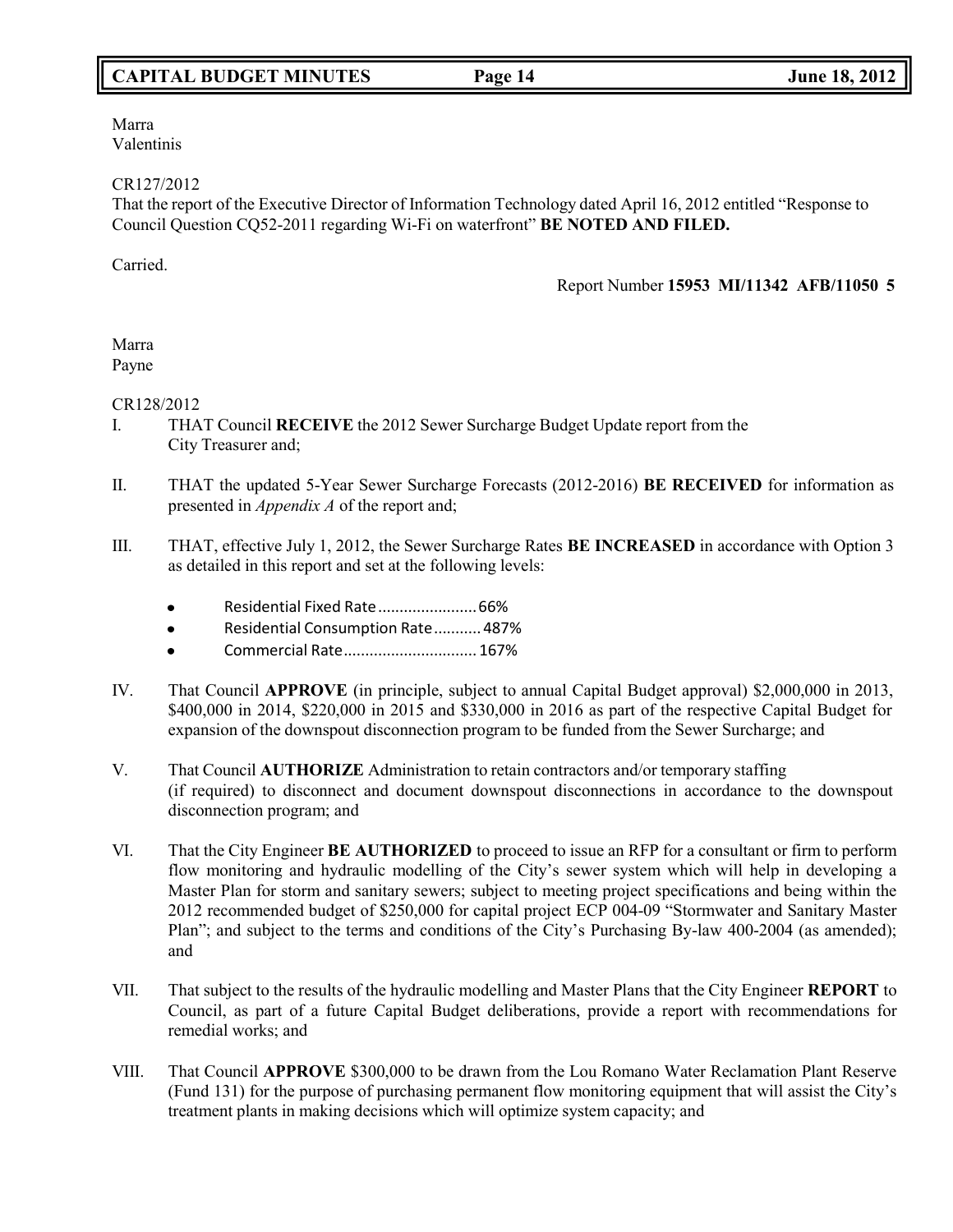Marra
Valentinis

CR127/2012
That the report of the Executive Director of Information Technology dated April 16, 2012 entitled "Response to Council Question CQ52-2011 regarding Wi-Fi on waterfront" **BE NOTED AND FILED.**

Carried.

Report Number **15953 MI/11342 AFB/11050 5**

Marra
Payne

CR128/2012

I. THAT Council **RECEIVE** the 2012 Sewer Surcharge Budget Update report from the City Treasurer and;

II. THAT the updated 5-Year Sewer Surcharge Forecasts (2012-2016) **BE RECEIVED** for information as presented in *Appendix A* of the report and;

III. THAT, effective July 1, 2012, the Sewer Surcharge Rates **BE INCREASED** in accordance with Option 3 as detailed in this report and set at the following levels:

- Residential Fixed Rate ...................... 66%
- Residential Consumption Rate ........... 487%
- Commercial Rate .............................. 167%

IV. That Council **APPROVE** (in principle, subject to annual Capital Budget approval) $2,000,000 in 2013, $400,000 in 2014, $220,000 in 2015 and $330,000 in 2016 as part of the respective Capital Budget for expansion of the downspout disconnection program to be funded from the Sewer Surcharge; and

V. That Council **AUTHORIZE** Administration to retain contractors and/or temporary staffing (if required) to disconnect and document downspout disconnections in accordance to the downspout disconnection program; and

VI. That the City Engineer **BE AUTHORIZED** to proceed to issue an RFP for a consultant or firm to perform flow monitoring and hydraulic modelling of the City's sewer system which will help in developing a Master Plan for storm and sanitary sewers; subject to meeting project specifications and being within the 2012 recommended budget of $250,000 for capital project ECP 004-09 "Stormwater and Sanitary Master Plan"; and subject to the terms and conditions of the City's Purchasing By-law 400-2004 (as amended); and

VII. That subject to the results of the hydraulic modelling and Master Plans that the City Engineer **REPORT** to Council, as part of a future Capital Budget deliberations, provide a report with recommendations for remedial works; and

VIII. That Council **APPROVE** $300,000 to be drawn from the Lou Romano Water Reclamation Plant Reserve (Fund 131) for the purpose of purchasing permanent flow monitoring equipment that will assist the City's treatment plants in making decisions which will optimize system capacity; and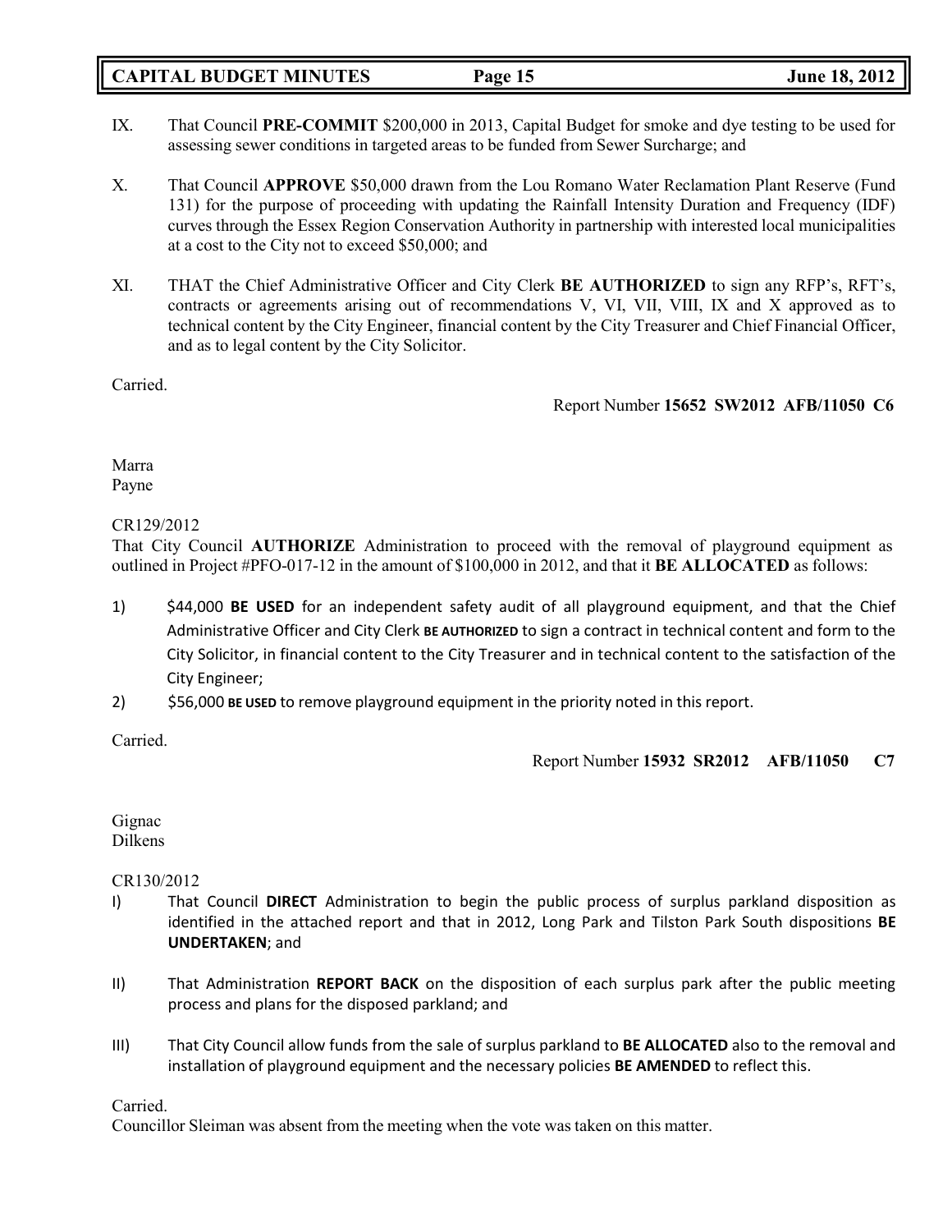IX. That Council **PRE-COMMIT** $200,000 in 2013, Capital Budget for smoke and dye testing to be used for assessing sewer conditions in targeted areas to be funded from Sewer Surcharge; and

X. That Council **APPROVE** $50,000 drawn from the Lou Romano Water Reclamation Plant Reserve (Fund 131) for the purpose of proceeding with updating the Rainfall Intensity Duration and Frequency (IDF) curves through the Essex Region Conservation Authority in partnership with interested local municipalities at a cost to the City not to exceed $50,000; and

XI. THAT the Chief Administrative Officer and City Clerk **BE AUTHORIZED** to sign any RFP's, RFT's, contracts or agreements arising out of recommendations V, VI, VII, VIII, IX and X approved as to technical content by the City Engineer, financial content by the City Treasurer and Chief Financial Officer, and as to legal content by the City Solicitor.

Carried.

Report Number **15652 SW2012 AFB/11050 C6**

Marra
Payne

CR129/2012
That City Council **AUTHORIZE** Administration to proceed with the removal of playground equipment as outlined in Project #PFO-017-12 in the amount of $100,000 in 2012, and that it **BE ALLOCATED** as follows:

1) $44,000 **BE USED** for an independent safety audit of all playground equipment, and that the Chief Administrative Officer and City Clerk **BE AUTHORIZED** to sign a contract in technical content and form to the City Solicitor, in financial content to the City Treasurer and in technical content to the satisfaction of the City Engineer;
2) $56,000 **BE USED** to remove playground equipment in the priority noted in this report.

Carried.

Report Number **15932 SR2012 AFB/11050 C7**

Gignac
Dilkens

CR130/2012

I) That Council **DIRECT** Administration to begin the public process of surplus parkland disposition as identified in the attached report and that in 2012, Long Park and Tilston Park South dispositions **BE UNDERTAKEN**; and

II) That Administration **REPORT BACK** on the disposition of each surplus park after the public meeting process and plans for the disposed parkland; and

III) That City Council allow funds from the sale of surplus parkland to **BE ALLOCATED** also to the removal and installation of playground equipment and the necessary policies **BE AMENDED** to reflect this.

Carried.
Councillor Sleiman was absent from the meeting when the vote was taken on this matter.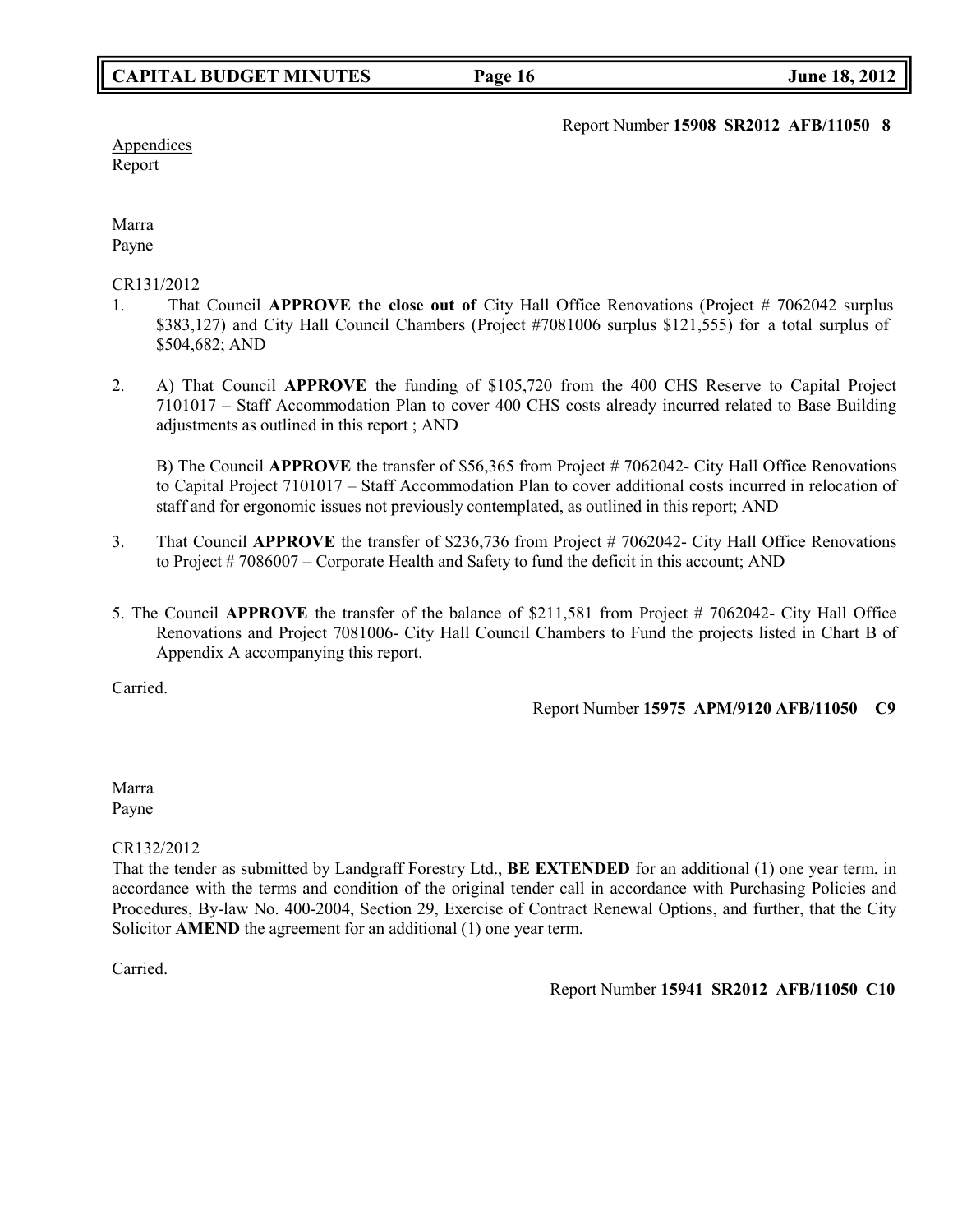Report Number **15908 SR2012 AFB/11050 8**

Appendices
Report

Marra
Payne

CR131/2012

1. That Council **APPROVE the close out of** City Hall Office Renovations (Project # 7062042 surplus $383,127) and City Hall Council Chambers (Project #7081006 surplus $121,555) for a total surplus of $504,682; AND

2. A) That Council **APPROVE** the funding of $105,720 from the 400 CHS Reserve to Capital Project 7101017 – Staff Accommodation Plan to cover 400 CHS costs already incurred related to Base Building adjustments as outlined in this report ; AND

   B) The Council **APPROVE** the transfer of $56,365 from Project # 7062042- City Hall Office Renovations to Capital Project 7101017 – Staff Accommodation Plan to cover additional costs incurred in relocation of staff and for ergonomic issues not previously contemplated, as outlined in this report; AND

3. That Council **APPROVE** the transfer of $236,736 from Project # 7062042- City Hall Office Renovations to Project # 7086007 – Corporate Health and Safety to fund the deficit in this account; AND

5. The Council **APPROVE** the transfer of the balance of $211,581 from Project # 7062042- City Hall Office Renovations and Project 7081006- City Hall Council Chambers to Fund the projects listed in Chart B of Appendix A accompanying this report.

Carried.

Report Number **15975 APM/9120 AFB/11050 C9**

Marra
Payne

CR132/2012

That the tender as submitted by Landgraff Forestry Ltd., **BE EXTENDED** for an additional (1) one year term, in accordance with the terms and condition of the original tender call in accordance with Purchasing Policies and Procedures, By-law No. 400-2004, Section 29, Exercise of Contract Renewal Options, and further, that the City Solicitor **AMEND** the agreement for an additional (1) one year term.

Carried.

Report Number **15941 SR2012 AFB/11050 C10**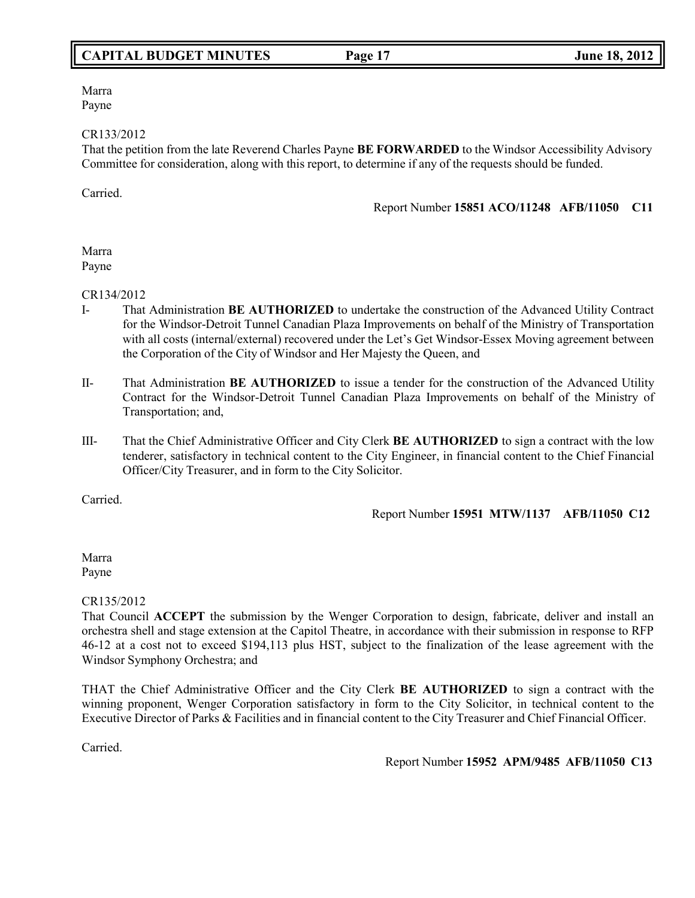Marra
Payne

CR133/2012
That the petition from the late Reverend Charles Payne **BE FORWARDED** to the Windsor Accessibility Advisory Committee for consideration, along with this report, to determine if any of the requests should be funded.

Carried.

Report Number **15851 ACO/11248 AFB/11050 C11**

Marra
Payne

CR134/2012

I- That Administration **BE AUTHORIZED** to undertake the construction of the Advanced Utility Contract for the Windsor-Detroit Tunnel Canadian Plaza Improvements on behalf of the Ministry of Transportation with all costs (internal/external) recovered under the Let's Get Windsor-Essex Moving agreement between the Corporation of the City of Windsor and Her Majesty the Queen, and

II- That Administration **BE AUTHORIZED** to issue a tender for the construction of the Advanced Utility Contract for the Windsor-Detroit Tunnel Canadian Plaza Improvements on behalf of the Ministry of Transportation; and,

III- That the Chief Administrative Officer and City Clerk **BE AUTHORIZED** to sign a contract with the low tenderer, satisfactory in technical content to the City Engineer, in financial content to the Chief Financial Officer/City Treasurer, and in form to the City Solicitor.

Carried.

Report Number **15951 MTW/1137 AFB/11050 C12**

Marra
Payne

CR135/2012
That Council **ACCEPT** the submission by the Wenger Corporation to design, fabricate, deliver and install an orchestra shell and stage extension at the Capitol Theatre, in accordance with their submission in response to RFP 46-12 at a cost not to exceed $194,113 plus HST, subject to the finalization of the lease agreement with the Windsor Symphony Orchestra; and

THAT the Chief Administrative Officer and the City Clerk **BE AUTHORIZED** to sign a contract with the winning proponent, Wenger Corporation satisfactory in form to the City Solicitor, in technical content to the Executive Director of Parks & Facilities and in financial content to the City Treasurer and Chief Financial Officer.

Carried.

Report Number **15952 APM/9485 AFB/11050 C13**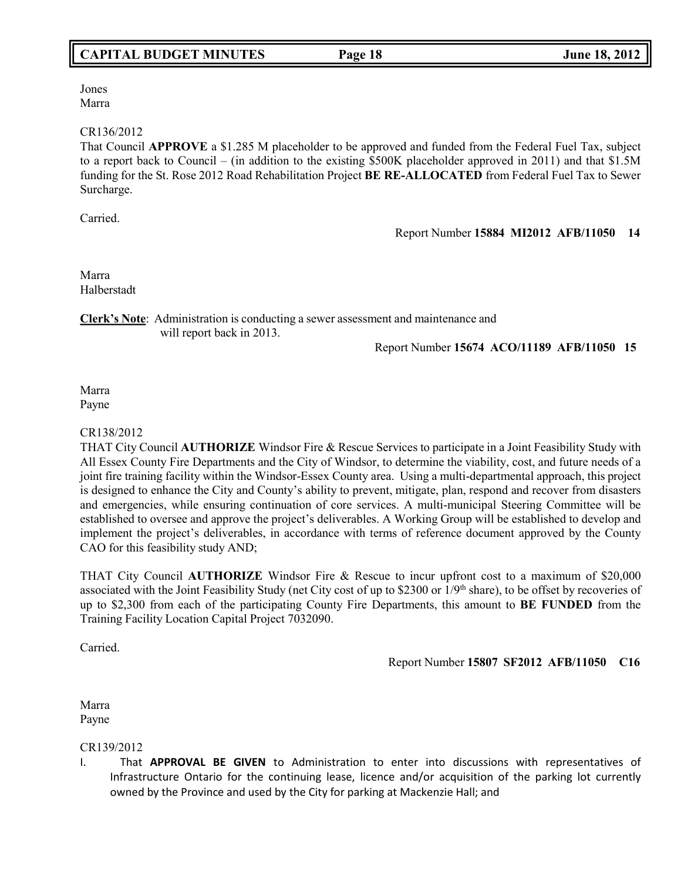Jones
Marra

CR136/2012
That Council **APPROVE** a $1.285 M placeholder to be approved and funded from the Federal Fuel Tax, subject to a report back to Council – (in addition to the existing $500K placeholder approved in 2011) and that $1.5M funding for the St. Rose 2012 Road Rehabilitation Project **BE RE-ALLOCATED** from Federal Fuel Tax to Sewer Surcharge.

Carried.

Report Number **15884 MI2012 AFB/11050 14**

Marra
Halberstadt

**Clerk's Note**: Administration is conducting a sewer assessment and maintenance and will report back in 2013.

Report Number **15674 ACO/11189 AFB/11050 15**

Marra
Payne

CR138/2012
THAT City Council **AUTHORIZE** Windsor Fire & Rescue Services to participate in a Joint Feasibility Study with All Essex County Fire Departments and the City of Windsor, to determine the viability, cost, and future needs of a joint fire training facility within the Windsor-Essex County area. Using a multi-departmental approach, this project is designed to enhance the City and County's ability to prevent, mitigate, plan, respond and recover from disasters and emergencies, while ensuring continuation of core services. A multi-municipal Steering Committee will be established to oversee and approve the project's deliverables. A Working Group will be established to develop and implement the project's deliverables, in accordance with terms of reference document approved by the County CAO for this feasibility study AND;

THAT City Council **AUTHORIZE** Windsor Fire & Rescue to incur upfront cost to a maximum of $20,000 associated with the Joint Feasibility Study (net City cost of up to $2300 or 1/9th share), to be offset by recoveries of up to $2,300 from each of the participating County Fire Departments, this amount to **BE FUNDED** from the Training Facility Location Capital Project 7032090.

Carried.

Report Number **15807 SF2012 AFB/11050 C16**

Marra
Payne

CR139/2012

I. That **APPROVAL BE GIVEN** to Administration to enter into discussions with representatives of Infrastructure Ontario for the continuing lease, licence and/or acquisition of the parking lot currently owned by the Province and used by the City for parking at Mackenzie Hall; and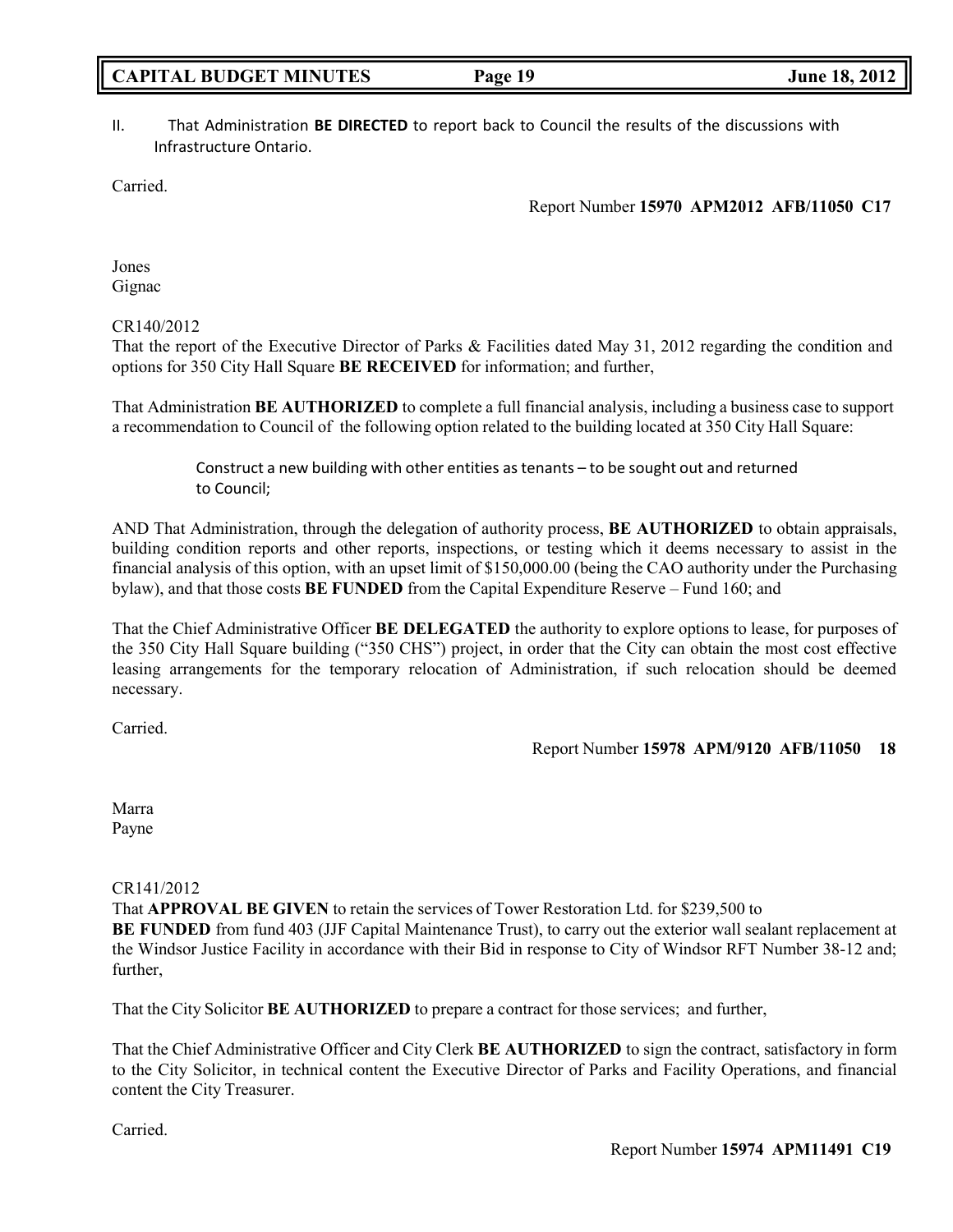II. That Administration **BE DIRECTED** to report back to Council the results of the discussions with Infrastructure Ontario.

Carried.

Report Number **15970 APM2012 AFB/11050 C17**

Jones
Gignac

CR140/2012
That the report of the Executive Director of Parks & Facilities dated May 31, 2012 regarding the condition and options for 350 City Hall Square **BE RECEIVED** for information; and further,

That Administration **BE AUTHORIZED** to complete a full financial analysis, including a business case to support a recommendation to Council of the following option related to the building located at 350 City Hall Square:

> Construct a new building with other entities as tenants – to be sought out and returned to Council;

AND That Administration, through the delegation of authority process, **BE AUTHORIZED** to obtain appraisals, building condition reports and other reports, inspections, or testing which it deems necessary to assist in the financial analysis of this option, with an upset limit of $150,000.00 (being the CAO authority under the Purchasing bylaw), and that those costs **BE FUNDED** from the Capital Expenditure Reserve – Fund 160; and

That the Chief Administrative Officer **BE DELEGATED** the authority to explore options to lease, for purposes of the 350 City Hall Square building ("350 CHS") project, in order that the City can obtain the most cost effective leasing arrangements for the temporary relocation of Administration, if such relocation should be deemed necessary.

Carried.

Report Number **15978 APM/9120 AFB/11050 18**

Marra
Payne

CR141/2012
That **APPROVAL BE GIVEN** to retain the services of Tower Restoration Ltd. for $239,500 to **BE FUNDED** from fund 403 (JJF Capital Maintenance Trust), to carry out the exterior wall sealant replacement at the Windsor Justice Facility in accordance with their Bid in response to City of Windsor RFT Number 38-12 and; further,

That the City Solicitor **BE AUTHORIZED** to prepare a contract for those services; and further,

That the Chief Administrative Officer and City Clerk **BE AUTHORIZED** to sign the contract, satisfactory in form to the City Solicitor, in technical content the Executive Director of Parks and Facility Operations, and financial content the City Treasurer.

Carried.

Report Number **15974 APM11491 C19**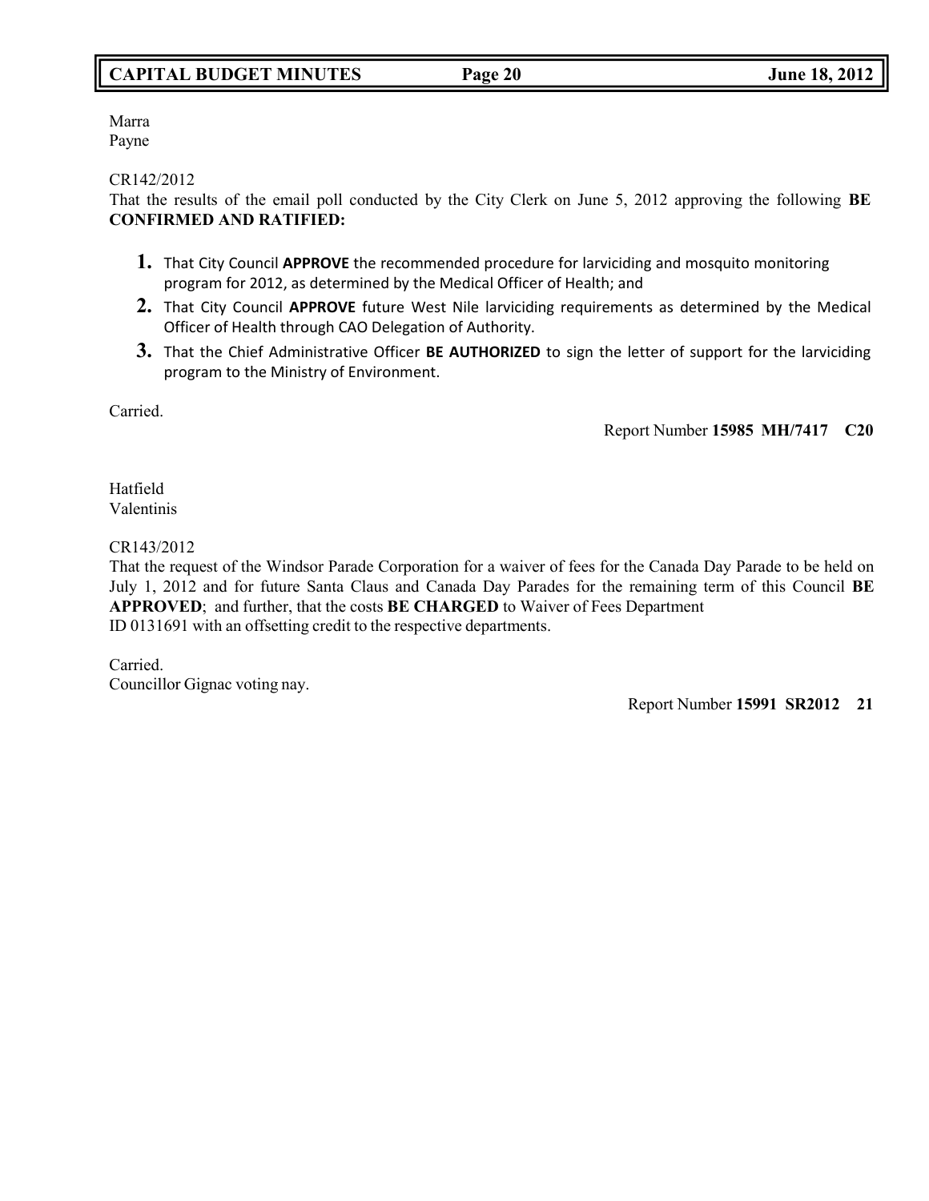Marra
Payne

CR142/2012
That the results of the email poll conducted by the City Clerk on June 5, 2012 approving the following **BE CONFIRMED AND RATIFIED:**

1. That City Council **APPROVE** the recommended procedure for larviciding and mosquito monitoring program for 2012, as determined by the Medical Officer of Health; and
2. That City Council **APPROVE** future West Nile larviciding requirements as determined by the Medical Officer of Health through CAO Delegation of Authority.
3. That the Chief Administrative Officer **BE AUTHORIZED** to sign the letter of support for the larviciding program to the Ministry of Environment.

Carried.

Report Number **15985 MH/7417 C20**

Hatfield
Valentinis

CR143/2012
That the request of the Windsor Parade Corporation for a waiver of fees for the Canada Day Parade to be held on July 1, 2012 and for future Santa Claus and Canada Day Parades for the remaining term of this Council **BE APPROVED**; and further, that the costs **BE CHARGED** to Waiver of Fees Department ID 0131691 with an offsetting credit to the respective departments.

Carried.
Councillor Gignac voting nay.

Report Number **15991 SR2012 21**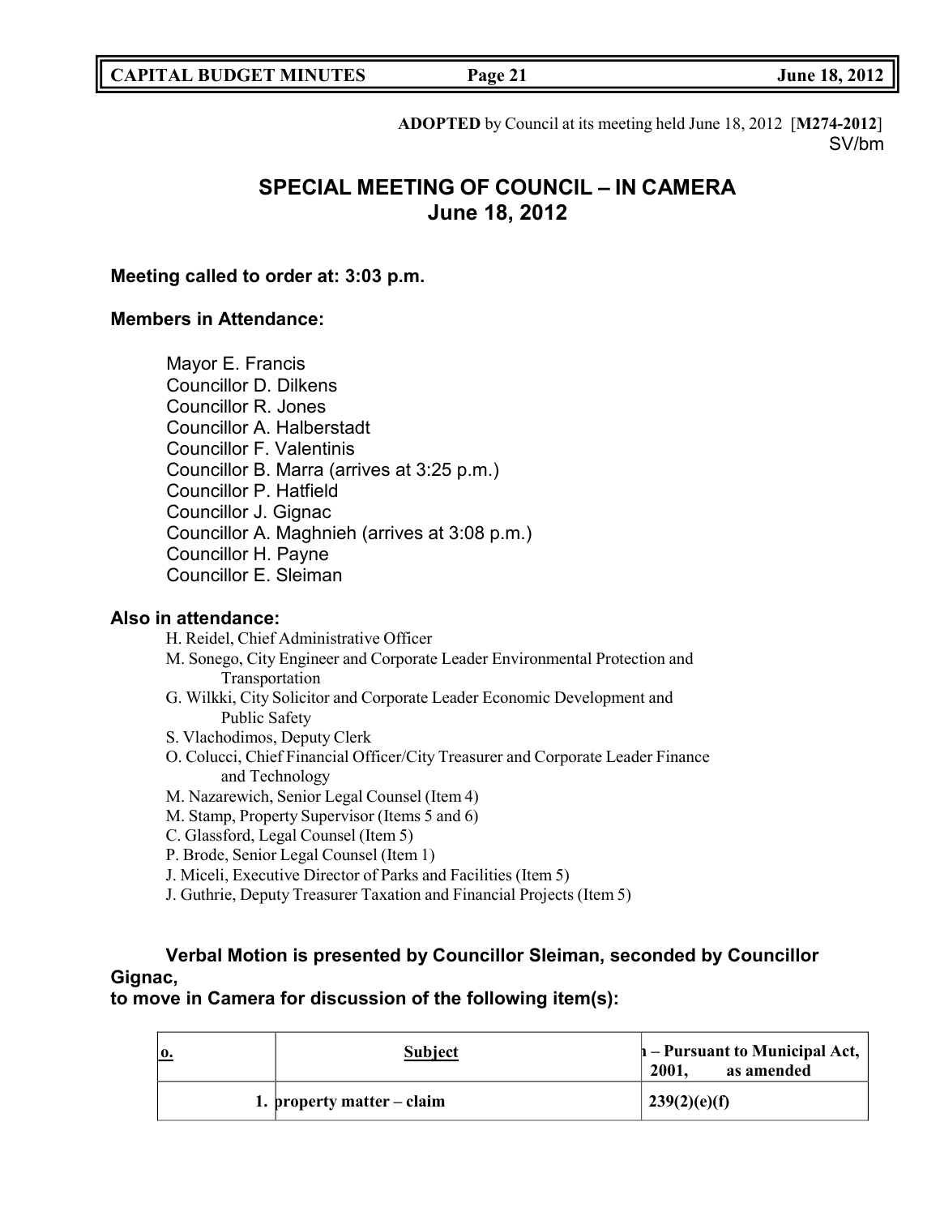**ADOPTED** by Council at its meeting held June 18, 2012 [**M274-2012**]
SV/bm

# SPECIAL MEETING OF COUNCIL – IN CAMERA
# June 18, 2012

**Meeting called to order at: 3:03 p.m.**

**Members in Attendance:**

Mayor E. Francis
Councillor D. Dilkens
Councillor R. Jones
Councillor A. Halberstadt
Councillor F. Valentinis
Councillor B. Marra (arrives at 3:25 p.m.)
Councillor P. Hatfield
Councillor J. Gignac
Councillor A. Maghnieh (arrives at 3:08 p.m.)
Councillor H. Payne
Councillor E. Sleiman

**Also in attendance:**

H. Reidel, Chief Administrative Officer
M. Sonego, City Engineer and Corporate Leader Environmental Protection and Transportation
G. Wilkki, City Solicitor and Corporate Leader Economic Development and Public Safety
S. Vlachodimos, Deputy Clerk
O. Colucci, Chief Financial Officer/City Treasurer and Corporate Leader Finance and Technology
M. Nazarewich, Senior Legal Counsel (Item 4)
M. Stamp, Property Supervisor (Items 5 and 6)
C. Glassford, Legal Counsel (Item 5)
P. Brode, Senior Legal Counsel (Item 1)
J. Miceli, Executive Director of Parks and Facilities (Item 5)
J. Guthrie, Deputy Treasurer Taxation and Financial Projects (Item 5)

**Verbal Motion is presented by Councillor Sleiman, seconded by Councillor Gignac, to move in Camera for discussion of the following item(s):**

| o. | Subject | – Pursuant to Municipal Act, 2001, as amended |
|---|---|---|
| 1. | property matter – claim | 239(2)(e)(f) |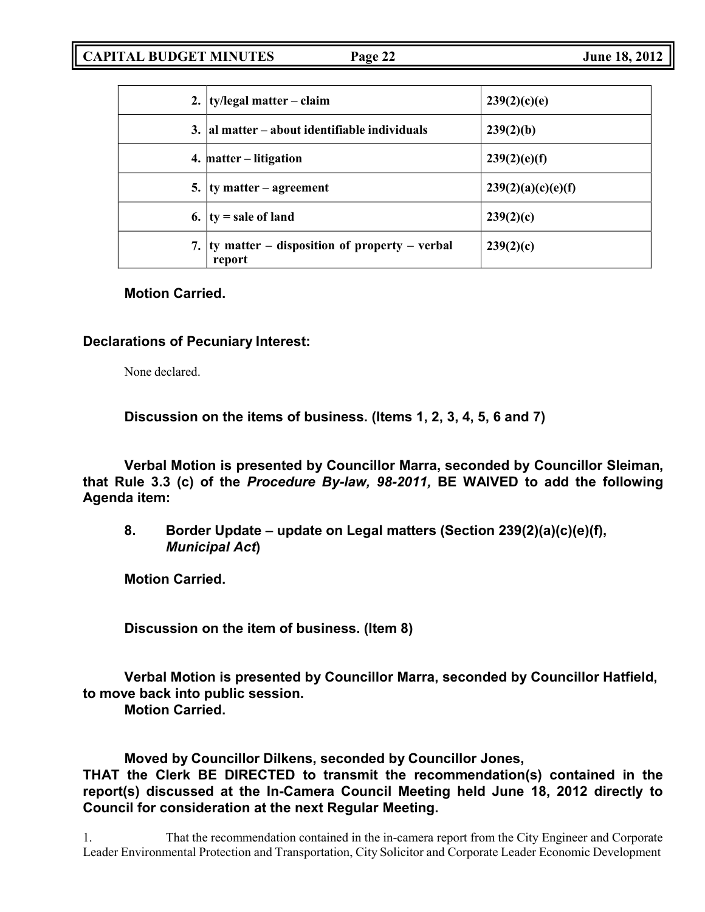| | | |
|---|---|---|
| 2. | ty/legal matter – claim | 239(2)(c)(e) |
| 3. | al matter – about identifiable individuals | 239(2)(b) |
| 4. | matter – litigation | 239(2)(e)(f) |
| 5. | ty matter – agreement | 239(2)(a)(c)(e)(f) |
| 6. | ty = sale of land | 239(2)(c) |
| 7. | ty matter – disposition of property – verbal report | 239(2)(c) |

**Motion Carried.**

**Declarations of Pecuniary Interest:**

None declared.

**Discussion on the items of business. (Items 1, 2, 3, 4, 5, 6 and 7)**

**Verbal Motion is presented by Councillor Marra, seconded by Councillor Sleiman, that Rule 3.3 (c) of the *Procedure By-law, 98-2011,* BE WAIVED to add the following Agenda item:**

**8. Border Update – update on Legal matters (Section 239(2)(a)(c)(e)(f), *Municipal Act*)**

**Motion Carried.**

**Discussion on the item of business. (Item 8)**

**Verbal Motion is presented by Councillor Marra, seconded by Councillor Hatfield, to move back into public session.**
**Motion Carried.**

**Moved by Councillor Dilkens, seconded by Councillor Jones,**
**THAT the Clerk BE DIRECTED to transmit the recommendation(s) contained in the report(s) discussed at the In-Camera Council Meeting held June 18, 2012 directly to Council for consideration at the next Regular Meeting.**

1. That the recommendation contained in the in-camera report from the City Engineer and Corporate Leader Environmental Protection and Transportation, City Solicitor and Corporate Leader Economic Development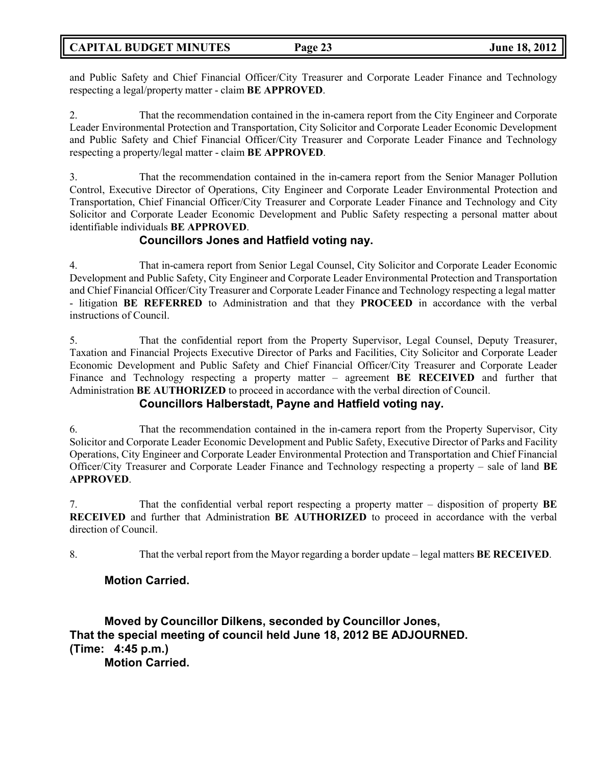and Public Safety and Chief Financial Officer/City Treasurer and Corporate Leader Finance and Technology respecting a legal/property matter - claim **BE APPROVED**.

2. That the recommendation contained in the in-camera report from the City Engineer and Corporate Leader Environmental Protection and Transportation, City Solicitor and Corporate Leader Economic Development and Public Safety and Chief Financial Officer/City Treasurer and Corporate Leader Finance and Technology respecting a property/legal matter - claim **BE APPROVED**.

3. That the recommendation contained in the in-camera report from the Senior Manager Pollution Control, Executive Director of Operations, City Engineer and Corporate Leader Environmental Protection and Transportation, Chief Financial Officer/City Treasurer and Corporate Leader Finance and Technology and City Solicitor and Corporate Leader Economic Development and Public Safety respecting a personal matter about identifiable individuals **BE APPROVED**.

**Councillors Jones and Hatfield voting nay.**

4. That in-camera report from Senior Legal Counsel, City Solicitor and Corporate Leader Economic Development and Public Safety, City Engineer and Corporate Leader Environmental Protection and Transportation and Chief Financial Officer/City Treasurer and Corporate Leader Finance and Technology respecting a legal matter - litigation **BE REFERRED** to Administration and that they **PROCEED** in accordance with the verbal instructions of Council.

5. That the confidential report from the Property Supervisor, Legal Counsel, Deputy Treasurer, Taxation and Financial Projects Executive Director of Parks and Facilities, City Solicitor and Corporate Leader Economic Development and Public Safety and Chief Financial Officer/City Treasurer and Corporate Leader Finance and Technology respecting a property matter – agreement **BE RECEIVED** and further that Administration **BE AUTHORIZED** to proceed in accordance with the verbal direction of Council.

**Councillors Halberstadt, Payne and Hatfield voting nay.**

6. That the recommendation contained in the in-camera report from the Property Supervisor, City Solicitor and Corporate Leader Economic Development and Public Safety, Executive Director of Parks and Facility Operations, City Engineer and Corporate Leader Environmental Protection and Transportation and Chief Financial Officer/City Treasurer and Corporate Leader Finance and Technology respecting a property – sale of land **BE APPROVED**.

7. That the confidential verbal report respecting a property matter – disposition of property **BE RECEIVED** and further that Administration **BE AUTHORIZED** to proceed in accordance with the verbal direction of Council.

8. That the verbal report from the Mayor regarding a border update – legal matters **BE RECEIVED**.

**Motion Carried.**

**Moved by Councillor Dilkens, seconded by Councillor Jones,**
**That the special meeting of council held June 18, 2012 BE ADJOURNED.**
**(Time: 4:45 p.m.)**
**Motion Carried.**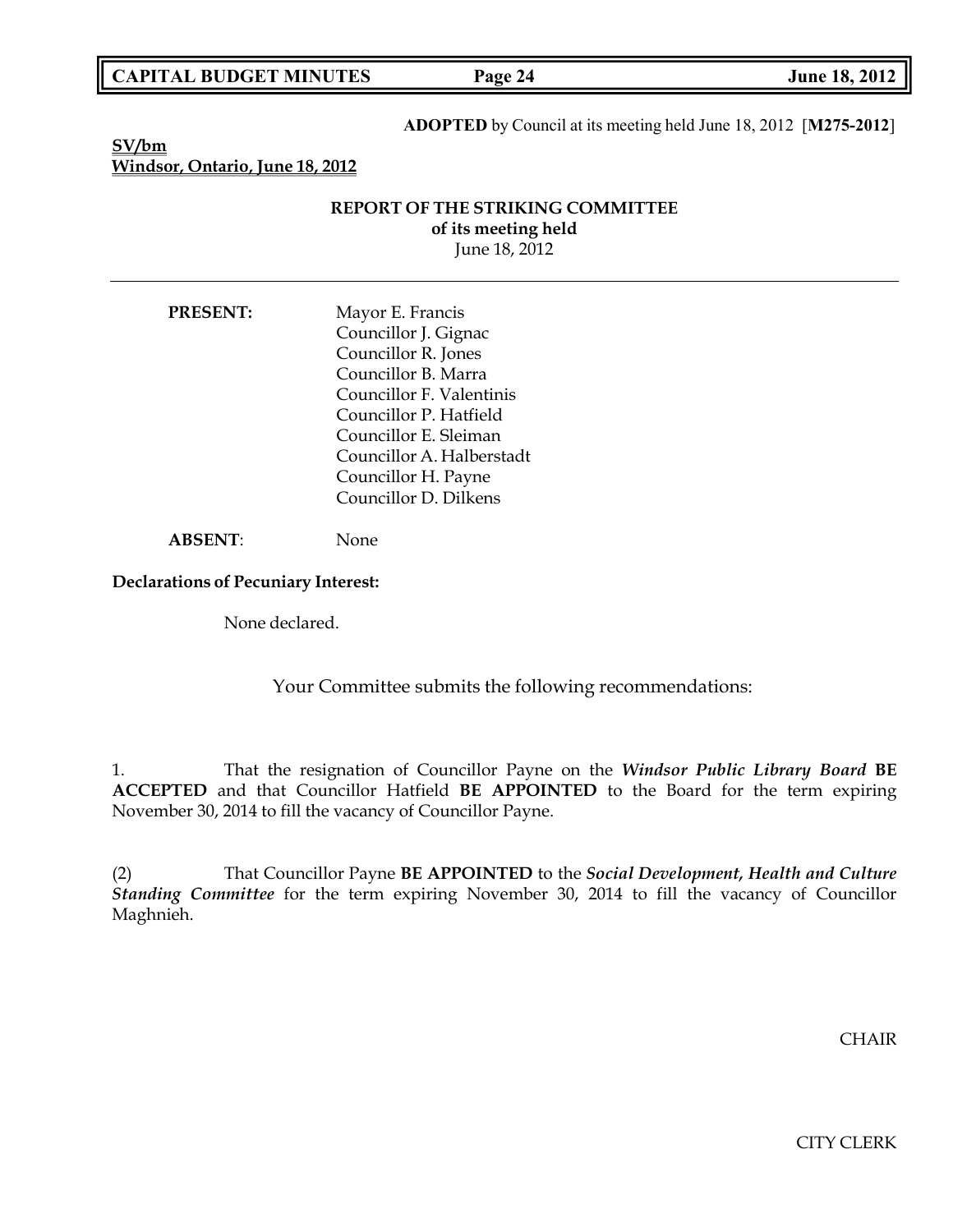**ADOPTED** by Council at its meeting held June 18, 2012 [**M275-2012**]

**SV/bm**
**Windsor, Ontario, June 18, 2012**

**REPORT OF THE STRIKING COMMITTEE**
**of its meeting held**
June 18, 2012

---

**PRESENT:** Mayor E. Francis
Councillor J. Gignac
Councillor R. Jones
Councillor B. Marra
Councillor F. Valentinis
Councillor P. Hatfield
Councillor E. Sleiman
Councillor A. Halberstadt
Councillor H. Payne
Councillor D. Dilkens

**ABSENT**: None

**Declarations of Pecuniary Interest:**

None declared.

Your Committee submits the following recommendations:

1. That the resignation of Councillor Payne on the ***Windsor Public Library Board*** **BE ACCEPTED** and that Councillor Hatfield **BE APPOINTED** to the Board for the term expiring November 30, 2014 to fill the vacancy of Councillor Payne.

(2) That Councillor Payne **BE APPOINTED** to the ***Social Development, Health and Culture Standing Committee*** for the term expiring November 30, 2014 to fill the vacancy of Councillor Maghnieh.

CHAIR

CITY CLERK